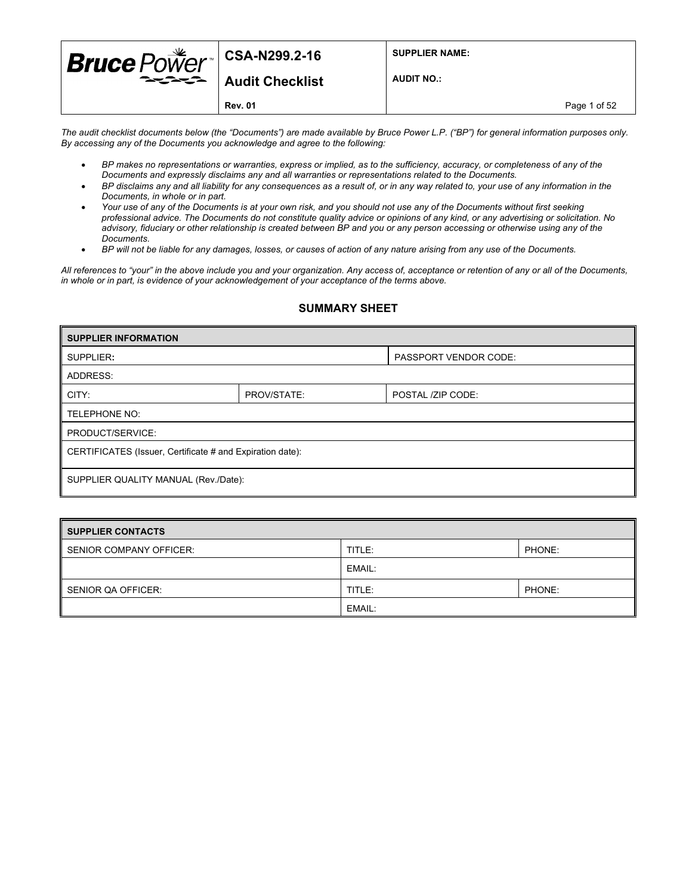| Bruce Power | CSA-N299.2-16<br><br>Audit Checklist<br><br>Rev. 01 | SUPPLIER NAME:<br><br>AUDIT NO.: |
|---|---|---|

*The audit checklist documents below (the "Documents") are made available by Bruce Power L.P. ("BP") for general information purposes only. By accessing any of the Documents you acknowledge and agree to the following:*

- *BP makes no representations or warranties, express or implied, as to the sufficiency, accuracy, or completeness of any of the Documents and expressly disclaims any and all warranties or representations related to the Documents.*
- *BP disclaims any and all liability for any consequences as a result of, or in any way related to, your use of any information in the Documents, in whole or in part.*
- *Your use of any of the Documents is at your own risk, and you should not use any of the Documents without first seeking professional advice. The Documents do not constitute quality advice or opinions of any kind, or any advertising or solicitation. No advisory, fiduciary or other relationship is created between BP and you or any person accessing or otherwise using any of the Documents.*
- *BP will not be liable for any damages, losses, or causes of action of any nature arising from any use of the Documents.*

*All references to "your" in the above include you and your organization. Any access of, acceptance or retention of any or all of the Documents, in whole or in part, is evidence of your acknowledgement of your acceptance of the terms above.*

## SUMMARY SHEET

| SUPPLIER INFORMATION | | |
|---|---|---|
| SUPPLIER: | | PASSPORT VENDOR CODE: |
| ADDRESS: | | |
| CITY: | PROV/STATE: | POSTAL /ZIP CODE: |
| TELEPHONE NO: | | |
| PRODUCT/SERVICE: | | |
| CERTIFICATES (Issuer, Certificate # and Expiration date): | | |
| SUPPLIER QUALITY MANUAL (Rev./Date): | | |

| SUPPLIER CONTACTS | | |
|---|---|---|
| SENIOR COMPANY OFFICER: | TITLE: | PHONE: |
| | EMAIL: | |
| SENIOR QA OFFICER: | TITLE: | PHONE: |
| | EMAIL: | |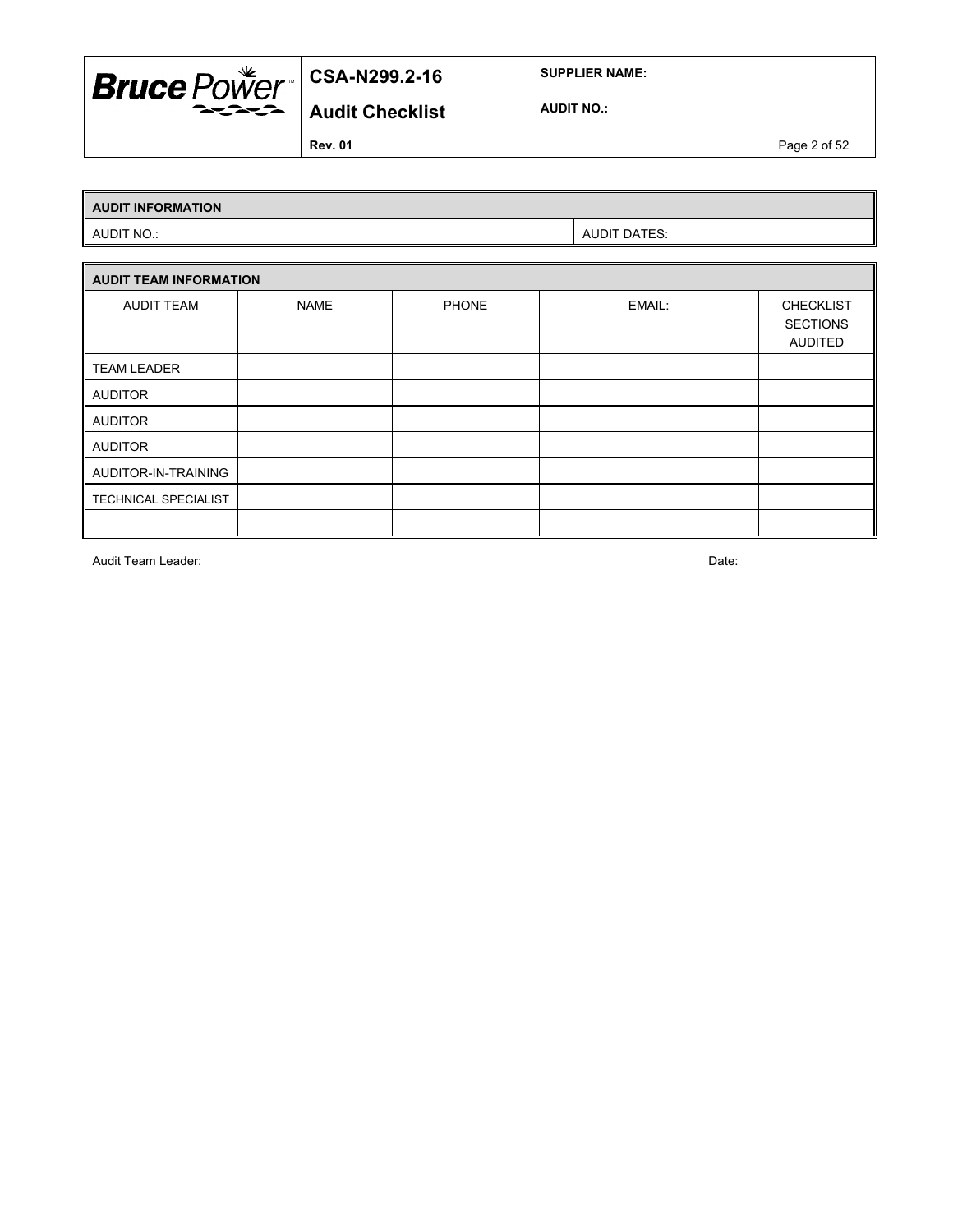| AUDIT INFORMATION | |
|---|---|
| AUDIT NO.: | AUDIT DATES: |

| AUDIT TEAM INFORMATION | | | | |
|---|---|---|---|---|
| AUDIT TEAM | NAME | PHONE | EMAIL: | CHECKLIST SECTIONS AUDITED |
| TEAM LEADER | | | | |
| AUDITOR | | | | |
| AUDITOR | | | | |
| AUDITOR | | | | |
| AUDITOR-IN-TRAINING | | | | |
| TECHNICAL SPECIALIST | | | | |
| | | | | |

Audit Team Leader: Date: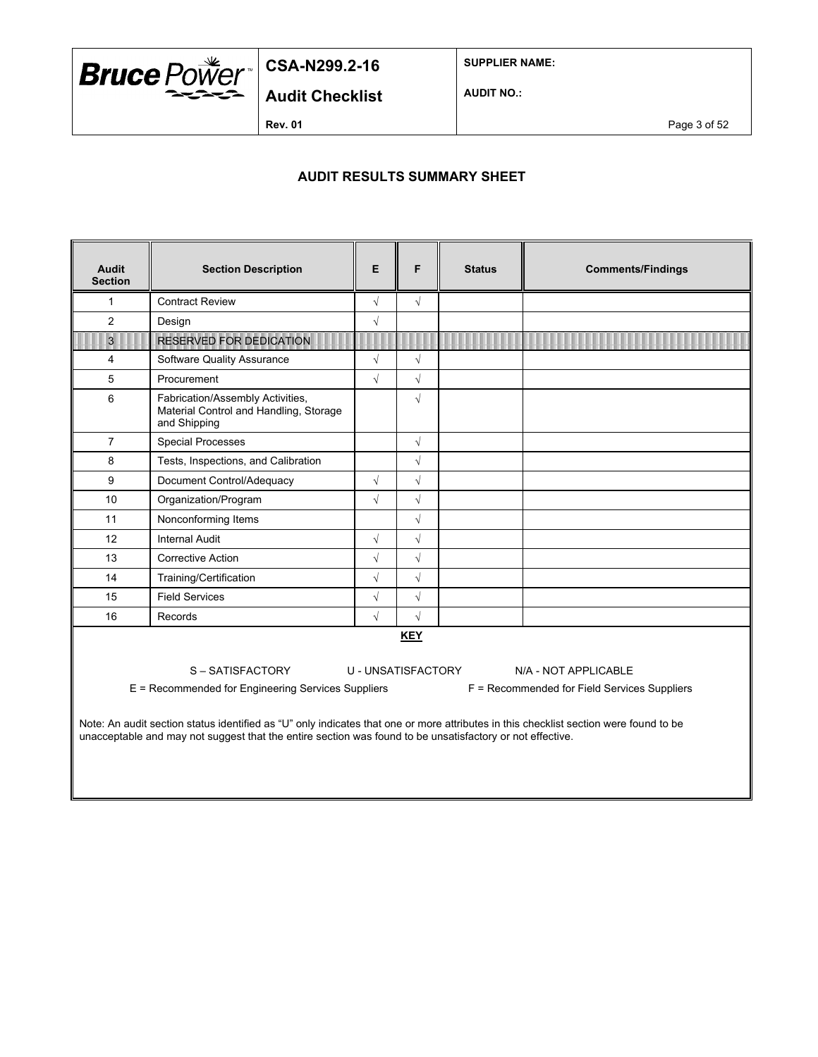## AUDIT RESULTS SUMMARY SHEET

| Audit Section | Section Description | E | F | Status | Comments/Findings |
|---|---|---|---|---|---|
| 1 | Contract Review | √ | √ | | |
| 2 | Design | √ | | | |
| 3 | RESERVED FOR DEDICATION | | | | |
| 4 | Software Quality Assurance | √ | √ | | |
| 5 | Procurement | √ | √ | | |
| 6 | Fabrication/Assembly Activities, Material Control and Handling, Storage and Shipping | | √ | | |
| 7 | Special Processes | | √ | | |
| 8 | Tests, Inspections, and Calibration | | √ | | |
| 9 | Document Control/Adequacy | √ | √ | | |
| 10 | Organization/Program | √ | √ | | |
| 11 | Nonconforming Items | | √ | | |
| 12 | Internal Audit | √ | √ | | |
| 13 | Corrective Action | √ | √ | | |
| 14 | Training/Certification | √ | √ | | |
| 15 | Field Services | √ | √ | | |
| 16 | Records | √ | √ | | |

**KEY**

S – SATISFACTORY U - UNSATISFACTORY N/A - NOT APPLICABLE

E = Recommended for Engineering Services Suppliers F = Recommended for Field Services Suppliers

Note: An audit section status identified as "U" only indicates that one or more attributes in this checklist section were found to be unacceptable and may not suggest that the entire section was found to be unsatisfactory or not effective.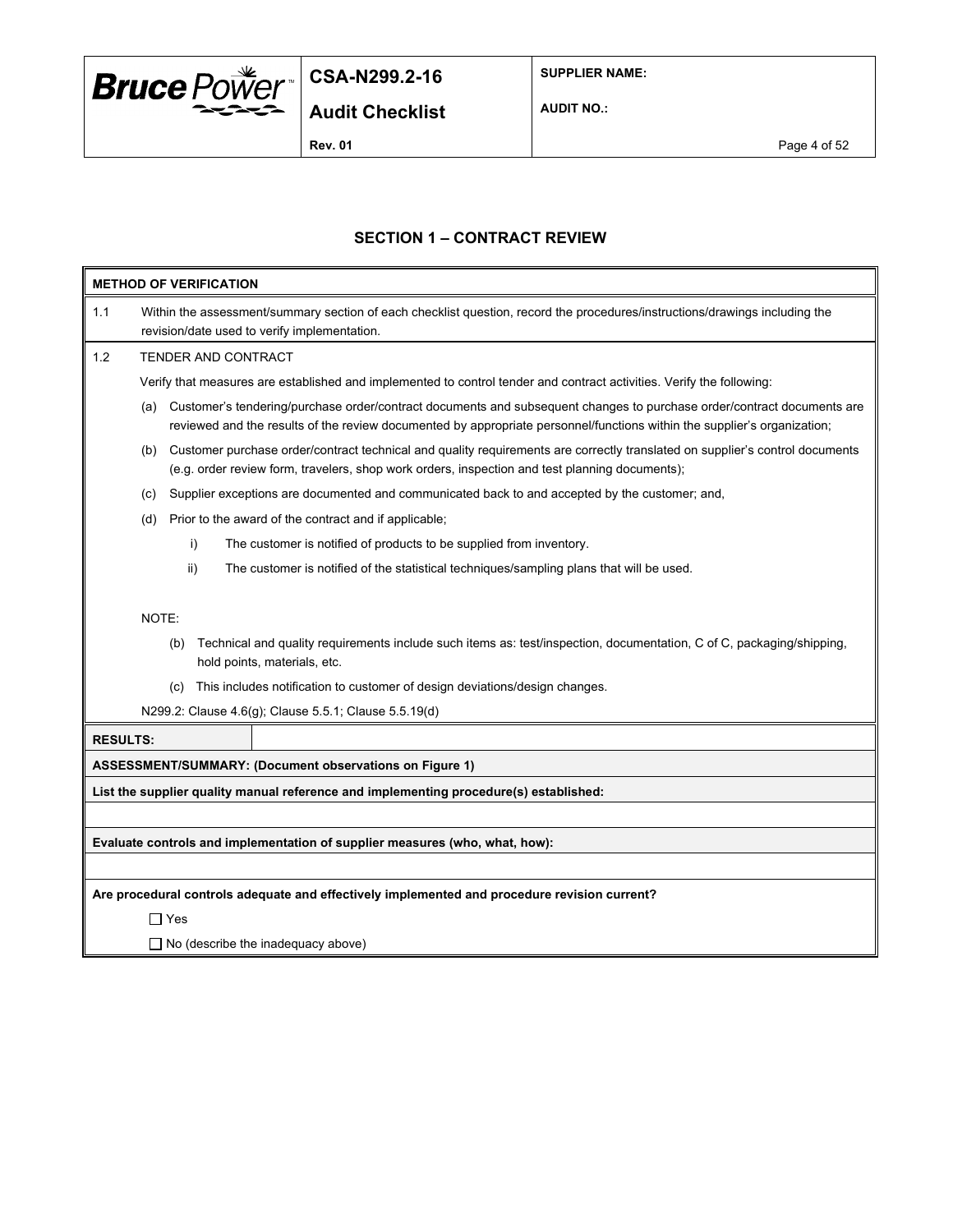## SECTION 1 – CONTRACT REVIEW

**METHOD OF VERIFICATION**

1.1 Within the assessment/summary section of each checklist question, record the procedures/instructions/drawings including the revision/date used to verify implementation.

1.2 TENDER AND CONTRACT

Verify that measures are established and implemented to control tender and contract activities. Verify the following:

(a) Customer's tendering/purchase order/contract documents and subsequent changes to purchase order/contract documents are reviewed and the results of the review documented by appropriate personnel/functions within the supplier's organization;

(b) Customer purchase order/contract technical and quality requirements are correctly translated on supplier's control documents (e.g. order review form, travelers, shop work orders, inspection and test planning documents);

(c) Supplier exceptions are documented and communicated back to and accepted by the customer; and,

(d) Prior to the award of the contract and if applicable;

   i) The customer is notified of products to be supplied from inventory.

   ii) The customer is notified of the statistical techniques/sampling plans that will be used.

NOTE:

(b) Technical and quality requirements include such items as: test/inspection, documentation, C of C, packaging/shipping, hold points, materials, etc.

(c) This includes notification to customer of design deviations/design changes.

N299.2: Clause 4.6(g); Clause 5.5.1; Clause 5.5.19(d)

**RESULTS:**

**ASSESSMENT/SUMMARY: (Document observations on Figure 1)**

**List the supplier quality manual reference and implementing procedure(s) established:**

**Evaluate controls and implementation of supplier measures (who, what, how):**

**Are procedural controls adequate and effectively implemented and procedure revision current?**

☐ Yes

☐ No (describe the inadequacy above)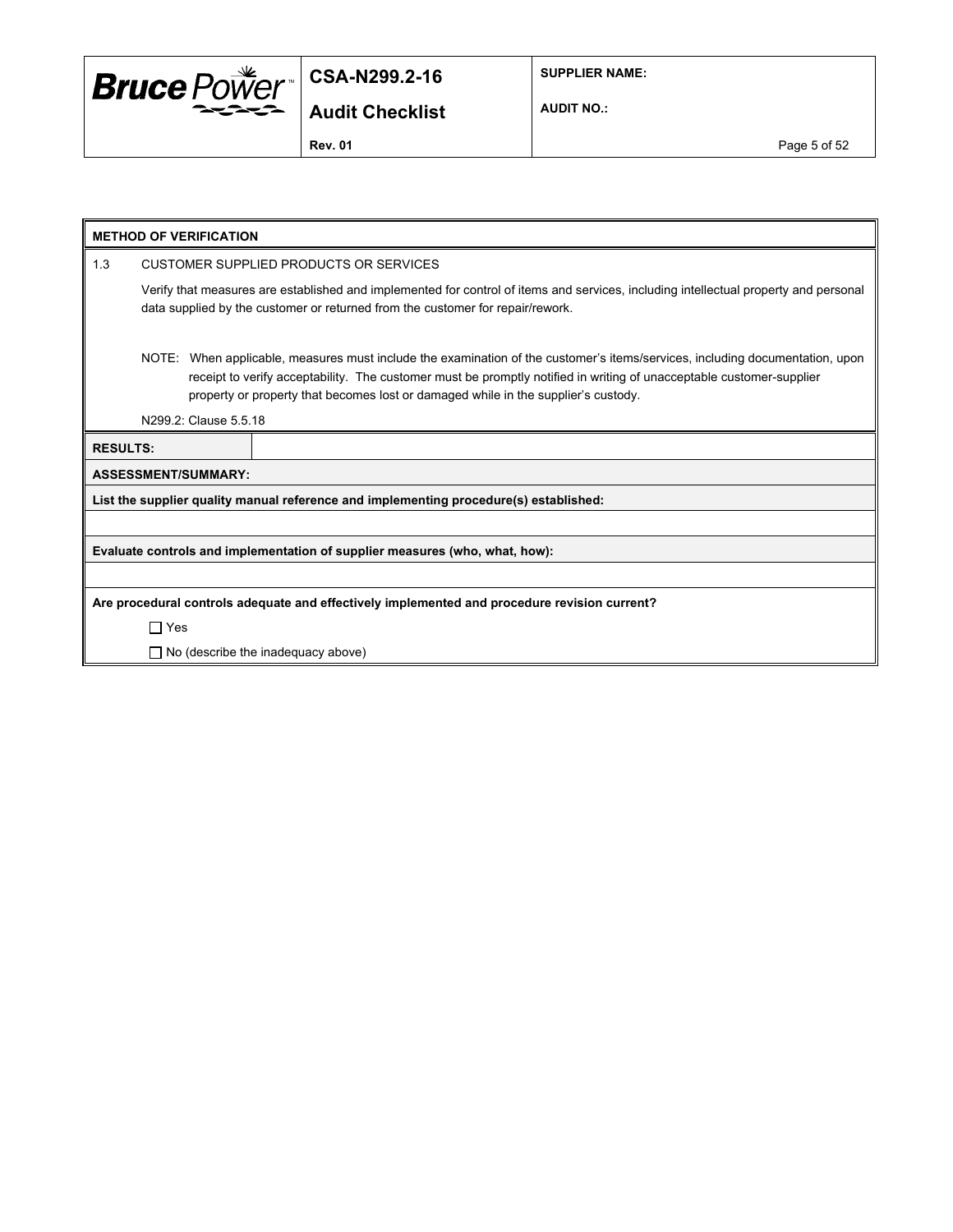**METHOD OF VERIFICATION**

1.3 CUSTOMER SUPPLIED PRODUCTS OR SERVICES

Verify that measures are established and implemented for control of items and services, including intellectual property and personal data supplied by the customer or returned from the customer for repair/rework.

NOTE: When applicable, measures must include the examination of the customer's items/services, including documentation, upon receipt to verify acceptability. The customer must be promptly notified in writing of unacceptable customer-supplier property or property that becomes lost or damaged while in the supplier's custody.

N299.2: Clause 5.5.18

| **RESULTS:** | |
|---|---|

**ASSESSMENT/SUMMARY:**

**List the supplier quality manual reference and implementing procedure(s) established:**

**Evaluate controls and implementation of supplier measures (who, what, how):**

**Are procedural controls adequate and effectively implemented and procedure revision current?**

☐ Yes

☐ No (describe the inadequacy above)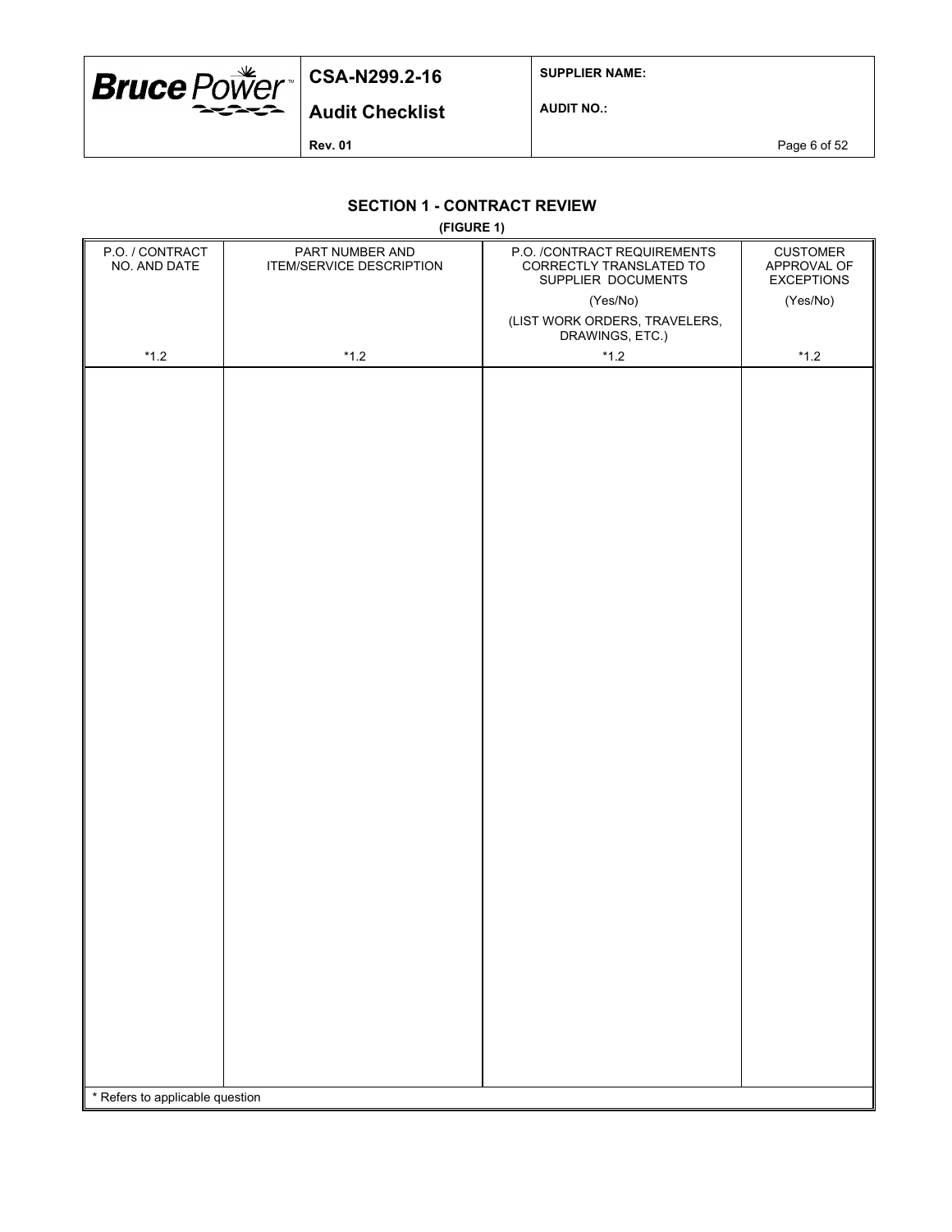## SECTION 1 - CONTRACT REVIEW

**(FIGURE 1)**

| P.O. / CONTRACT NO. AND DATE | PART NUMBER AND ITEM/SERVICE DESCRIPTION | P.O. /CONTRACT REQUIREMENTS CORRECTLY TRANSLATED TO SUPPLIER DOCUMENTS (Yes/No) (LIST WORK ORDERS, TRAVELERS, DRAWINGS, ETC.) | CUSTOMER APPROVAL OF EXCEPTIONS (Yes/No) |
|---|---|---|---|
| *1.2 | *1.2 | *1.2 | *1.2 |
| | | | |

* Refers to applicable question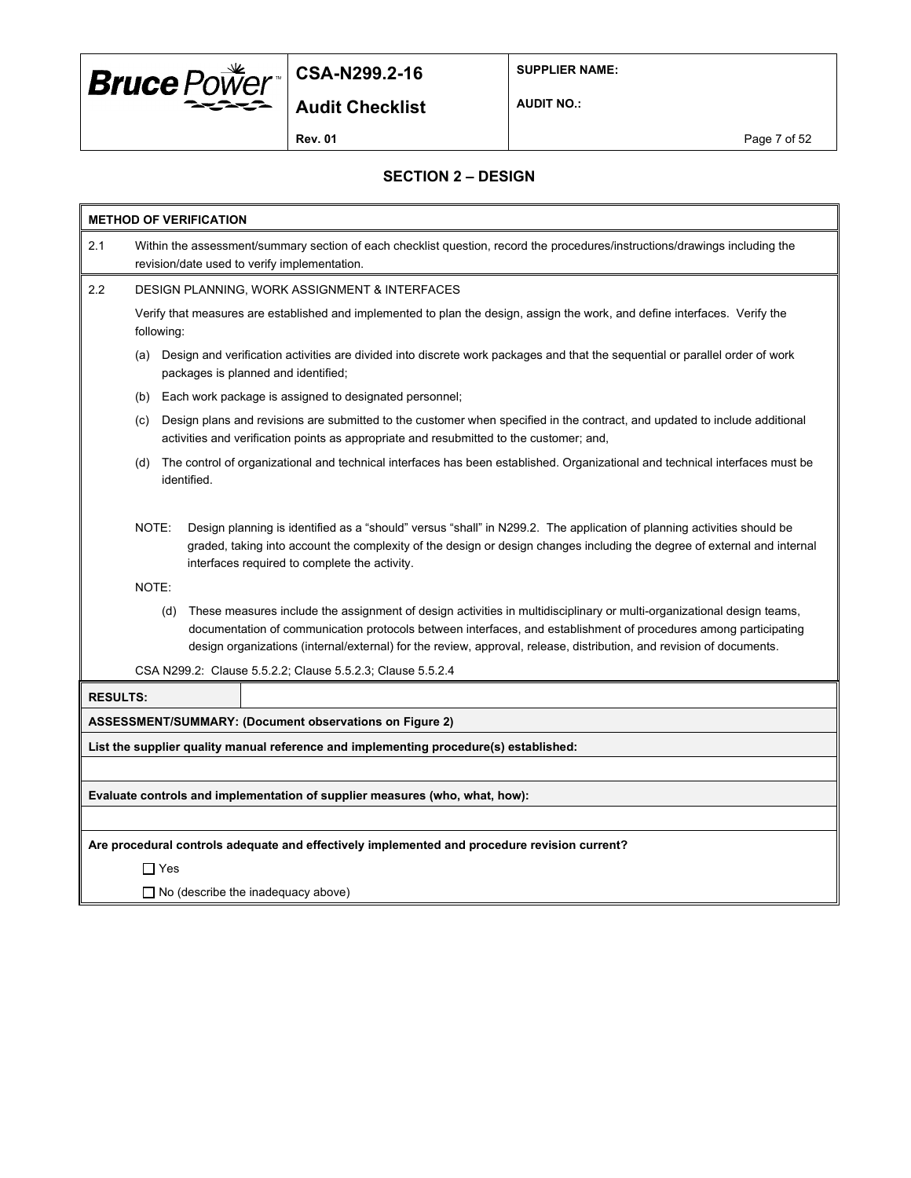## SECTION 2 – DESIGN

**METHOD OF VERIFICATION**

2.1 Within the assessment/summary section of each checklist question, record the procedures/instructions/drawings including the revision/date used to verify implementation.

2.2 DESIGN PLANNING, WORK ASSIGNMENT & INTERFACES

Verify that measures are established and implemented to plan the design, assign the work, and define interfaces. Verify the following:

(a) Design and verification activities are divided into discrete work packages and that the sequential or parallel order of work packages is planned and identified;

(b) Each work package is assigned to designated personnel;

(c) Design plans and revisions are submitted to the customer when specified in the contract, and updated to include additional activities and verification points as appropriate and resubmitted to the customer; and,

(d) The control of organizational and technical interfaces has been established. Organizational and technical interfaces must be identified.

NOTE: Design planning is identified as a "should" versus "shall" in N299.2. The application of planning activities should be graded, taking into account the complexity of the design or design changes including the degree of external and internal interfaces required to complete the activity.

NOTE:

(d) These measures include the assignment of design activities in multidisciplinary or multi-organizational design teams, documentation of communication protocols between interfaces, and establishment of procedures among participating design organizations (internal/external) for the review, approval, release, distribution, and revision of documents.

CSA N299.2: Clause 5.5.2.2; Clause 5.5.2.3; Clause 5.5.2.4

| **RESULTS:** | |
|---|---|

**ASSESSMENT/SUMMARY: (Document observations on Figure 2)**

**List the supplier quality manual reference and implementing procedure(s) established:**

**Evaluate controls and implementation of supplier measures (who, what, how):**

**Are procedural controls adequate and effectively implemented and procedure revision current?**

☐ Yes

☐ No (describe the inadequacy above)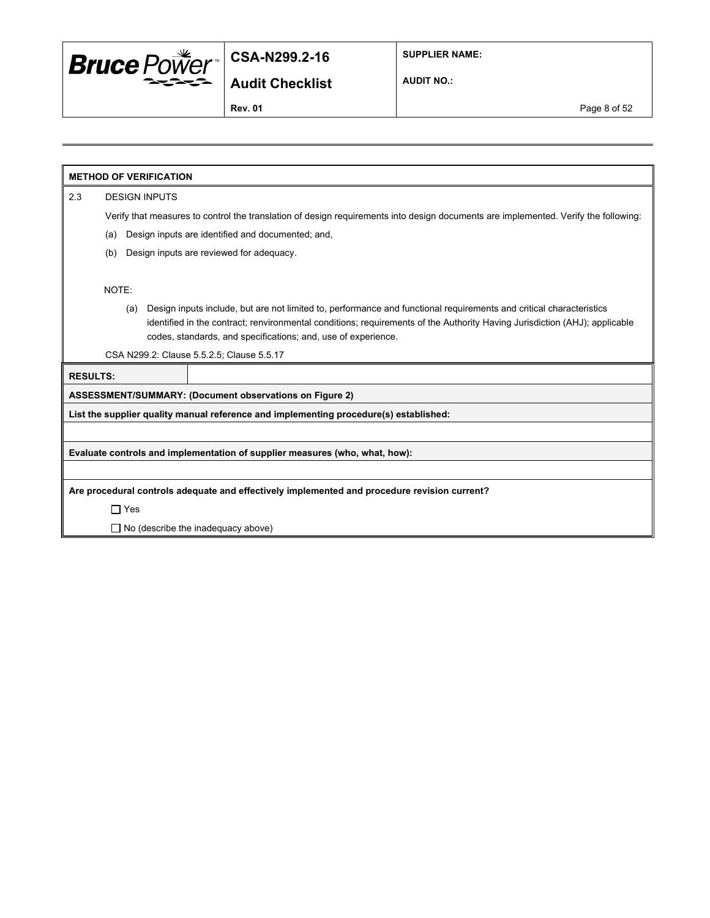**METHOD OF VERIFICATION**

2.3 DESIGN INPUTS

Verify that measures to control the translation of design requirements into design documents are implemented. Verify the following:

(a) Design inputs are identified and documented; and,

(b) Design inputs are reviewed for adequacy.

NOTE:

(a) Design inputs include, but are not limited to, performance and functional requirements and critical characteristics identified in the contract; renvironmental conditions; requirements of the Authority Having Jurisdiction (AHJ); applicable codes, standards, and specifications; and, use of experience.

CSA N299.2: Clause 5.5.2.5; Clause 5.5.17

| **RESULTS:** | |
|---|---|

**ASSESSMENT/SUMMARY: (Document observations on Figure 2)**

**List the supplier quality manual reference and implementing procedure(s) established:**

**Evaluate controls and implementation of supplier measures (who, what, how):**

**Are procedural controls adequate and effectively implemented and procedure revision current?**

☐ Yes

☐ No (describe the inadequacy above)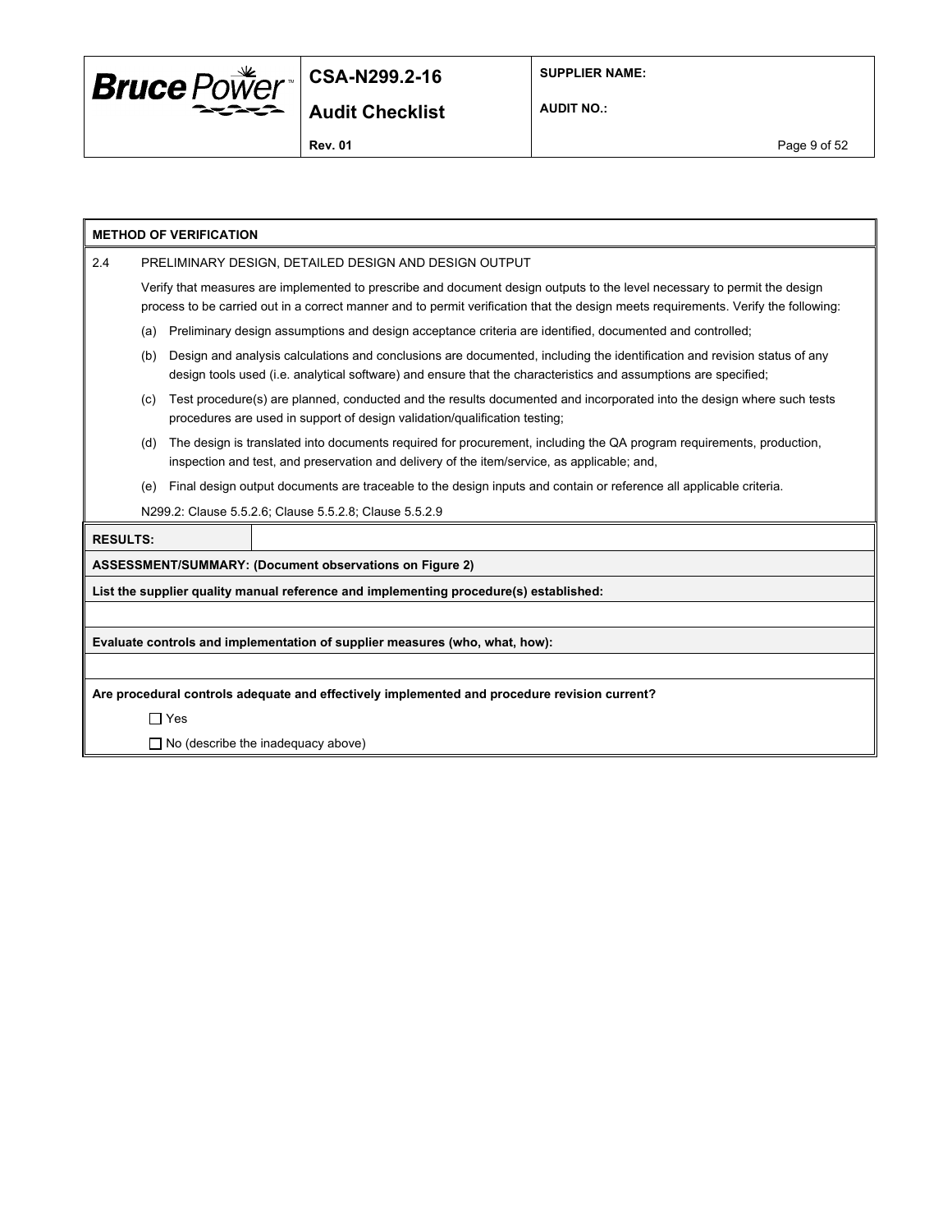**METHOD OF VERIFICATION**

2.4 PRELIMINARY DESIGN, DETAILED DESIGN AND DESIGN OUTPUT

Verify that measures are implemented to prescribe and document design outputs to the level necessary to permit the design process to be carried out in a correct manner and to permit verification that the design meets requirements. Verify the following:

(a) Preliminary design assumptions and design acceptance criteria are identified, documented and controlled;

(b) Design and analysis calculations and conclusions are documented, including the identification and revision status of any design tools used (i.e. analytical software) and ensure that the characteristics and assumptions are specified;

(c) Test procedure(s) are planned, conducted and the results documented and incorporated into the design where such tests procedures are used in support of design validation/qualification testing;

(d) The design is translated into documents required for procurement, including the QA program requirements, production, inspection and test, and preservation and delivery of the item/service, as applicable; and,

(e) Final design output documents are traceable to the design inputs and contain or reference all applicable criteria.

N299.2: Clause 5.5.2.6; Clause 5.5.2.8; Clause 5.5.2.9

**RESULTS:**

**ASSESSMENT/SUMMARY: (Document observations on Figure 2)**

**List the supplier quality manual reference and implementing procedure(s) established:**

**Evaluate controls and implementation of supplier measures (who, what, how):**

**Are procedural controls adequate and effectively implemented and procedure revision current?**

☐ Yes

☐ No (describe the inadequacy above)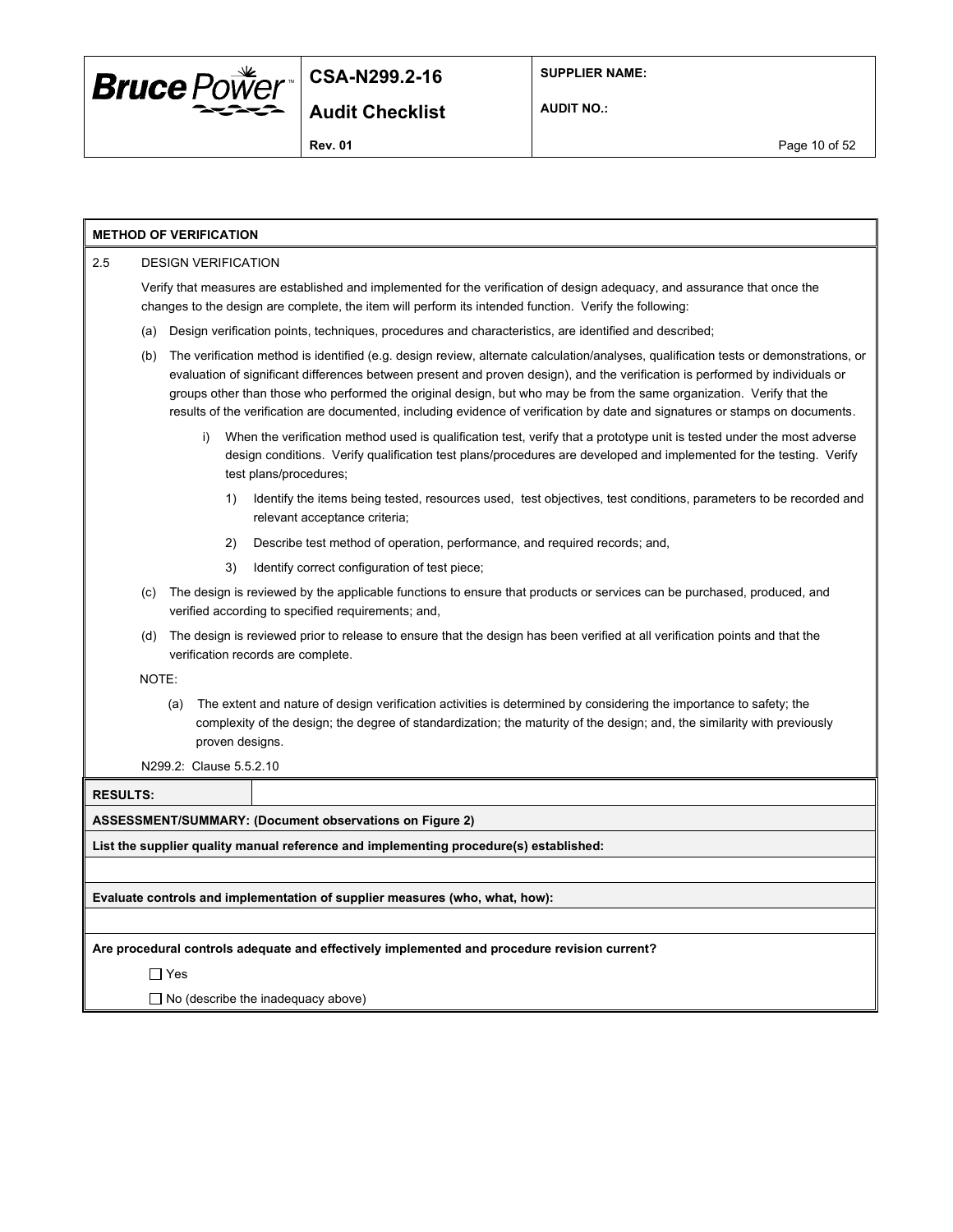**METHOD OF VERIFICATION**

2.5 DESIGN VERIFICATION

Verify that measures are established and implemented for the verification of design adequacy, and assurance that once the changes to the design are complete, the item will perform its intended function. Verify the following:

(a) Design verification points, techniques, procedures and characteristics, are identified and described;

(b) The verification method is identified (e.g. design review, alternate calculation/analyses, qualification tests or demonstrations, or evaluation of significant differences between present and proven design), and the verification is performed by individuals or groups other than those who performed the original design, but who may be from the same organization. Verify that the results of the verification are documented, including evidence of verification by date and signatures or stamps on documents.

  i) When the verification method used is qualification test, verify that a prototype unit is tested under the most adverse design conditions. Verify qualification test plans/procedures are developed and implemented for the testing. Verify test plans/procedures;

    1) Identify the items being tested, resources used, test objectives, test conditions, parameters to be recorded and relevant acceptance criteria;

    2) Describe test method of operation, performance, and required records; and,

    3) Identify correct configuration of test piece;

(c) The design is reviewed by the applicable functions to ensure that products or services can be purchased, produced, and verified according to specified requirements; and,

(d) The design is reviewed prior to release to ensure that the design has been verified at all verification points and that the verification records are complete.

NOTE:

(a) The extent and nature of design verification activities is determined by considering the importance to safety; the complexity of the design; the degree of standardization; the maturity of the design; and, the similarity with previously proven designs.

N299.2: Clause 5.5.2.10

**RESULTS:**

**ASSESSMENT/SUMMARY: (Document observations on Figure 2)**

**List the supplier quality manual reference and implementing procedure(s) established:**

**Evaluate controls and implementation of supplier measures (who, what, how):**

**Are procedural controls adequate and effectively implemented and procedure revision current?**

☐ Yes

☐ No (describe the inadequacy above)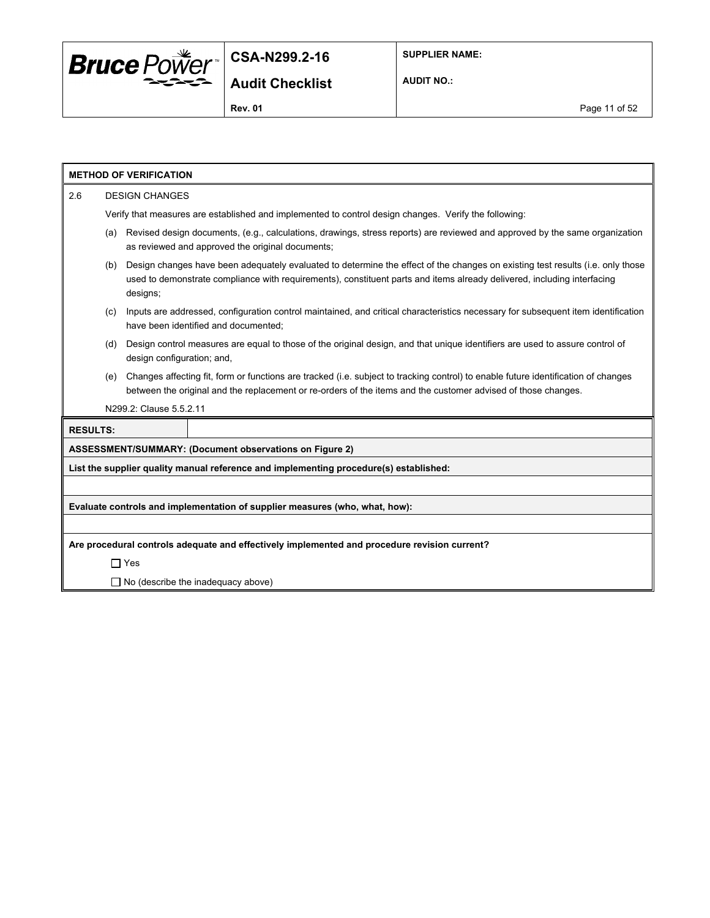**METHOD OF VERIFICATION**

2.6 DESIGN CHANGES

Verify that measures are established and implemented to control design changes. Verify the following:

(a) Revised design documents, (e.g., calculations, drawings, stress reports) are reviewed and approved by the same organization as reviewed and approved the original documents;

(b) Design changes have been adequately evaluated to determine the effect of the changes on existing test results (i.e. only those used to demonstrate compliance with requirements), constituent parts and items already delivered, including interfacing designs;

(c) Inputs are addressed, configuration control maintained, and critical characteristics necessary for subsequent item identification have been identified and documented;

(d) Design control measures are equal to those of the original design, and that unique identifiers are used to assure control of design configuration; and,

(e) Changes affecting fit, form or functions are tracked (i.e. subject to tracking control) to enable future identification of changes between the original and the replacement or re-orders of the items and the customer advised of those changes.

N299.2: Clause 5.5.2.11

**RESULTS:**

**ASSESSMENT/SUMMARY: (Document observations on Figure 2)**

**List the supplier quality manual reference and implementing procedure(s) established:**

**Evaluate controls and implementation of supplier measures (who, what, how):**

**Are procedural controls adequate and effectively implemented and procedure revision current?**

☐ Yes

☐ No (describe the inadequacy above)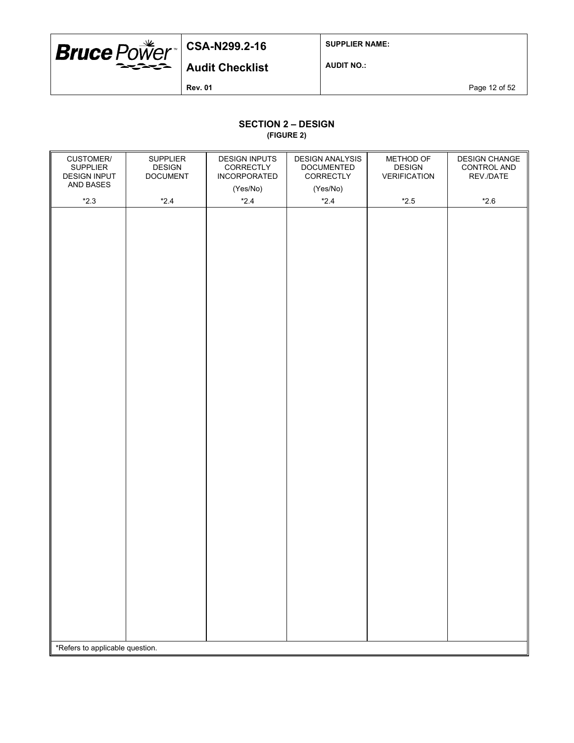## SECTION 2 – DESIGN
**(FIGURE 2)**

| CUSTOMER/ SUPPLIER DESIGN INPUT AND BASES *2.3 | SUPPLIER DESIGN DOCUMENT *2.4 | DESIGN INPUTS CORRECTLY INCORPORATED (Yes/No) *2.4 | DESIGN ANALYSIS DOCUMENTED CORRECTLY (Yes/No) *2.4 | METHOD OF DESIGN VERIFICATION *2.5 | DESIGN CHANGE CONTROL AND REV./DATE *2.6 |
|---|---|---|---|---|---|
| | | | | | |

*Refers to applicable question.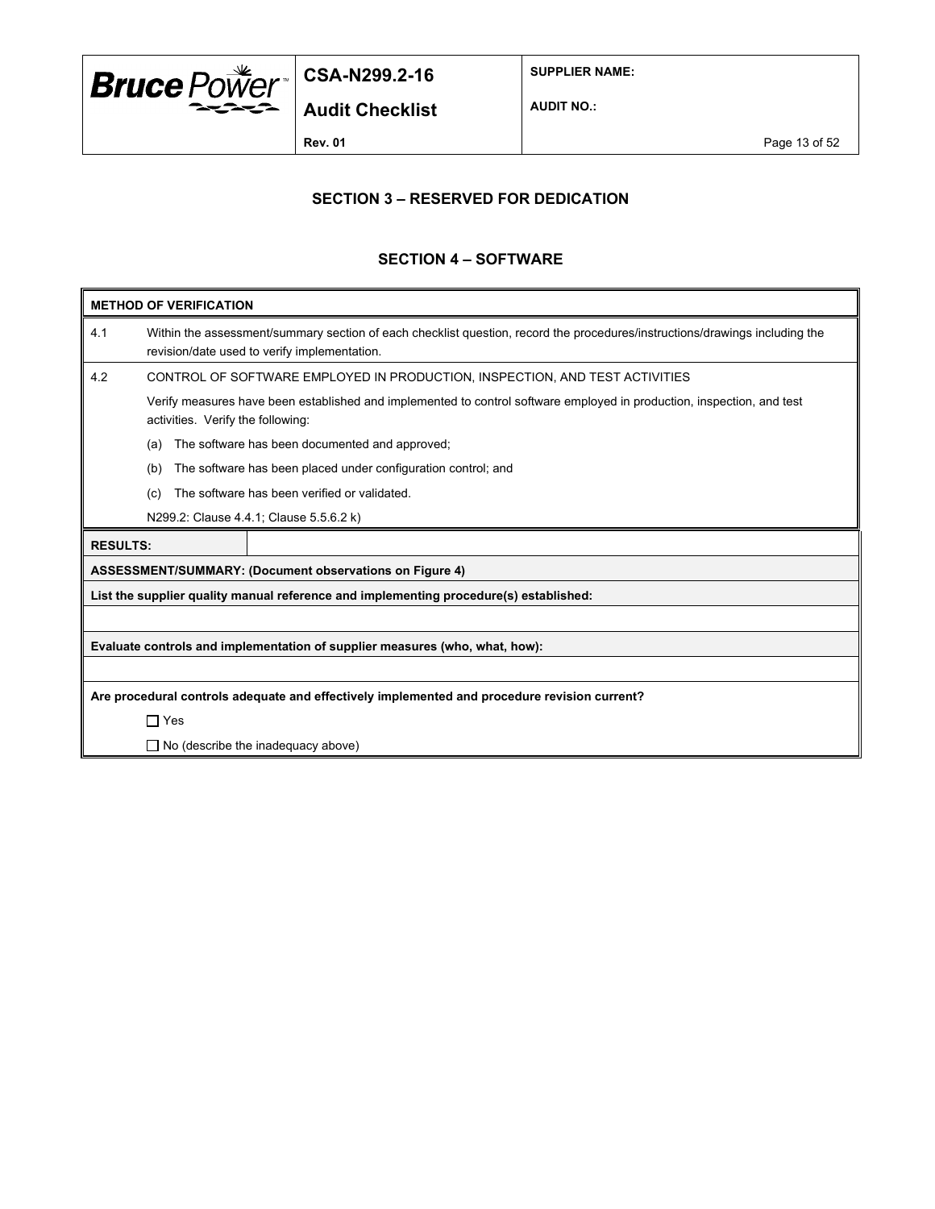## SECTION 3 – RESERVED FOR DEDICATION

## SECTION 4 – SOFTWARE

| **METHOD OF VERIFICATION** | |
|---|---|
| 4.1 | Within the assessment/summary section of each checklist question, record the procedures/instructions/drawings including the revision/date used to verify implementation. |
| 4.2 | CONTROL OF SOFTWARE EMPLOYED IN PRODUCTION, INSPECTION, AND TEST ACTIVITIES<br><br>Verify measures have been established and implemented to control software employed in production, inspection, and test activities. Verify the following:<br><br>(a) The software has been documented and approved;<br><br>(b) The software has been placed under configuration control; and<br><br>(c) The software has been verified or validated.<br><br>N299.2: Clause 4.4.1; Clause 5.5.6.2 k) |

| **RESULTS:** | |
|---|---|
| **ASSESSMENT/SUMMARY: (Document observations on Figure 4)** | |
| **List the supplier quality manual reference and implementing procedure(s) established:** | |
| | |
| **Evaluate controls and implementation of supplier measures (who, what, how):** | |
| | |
| **Are procedural controls adequate and effectively implemented and procedure revision current?**<br><br>☐ Yes<br><br>☐ No (describe the inadequacy above) | |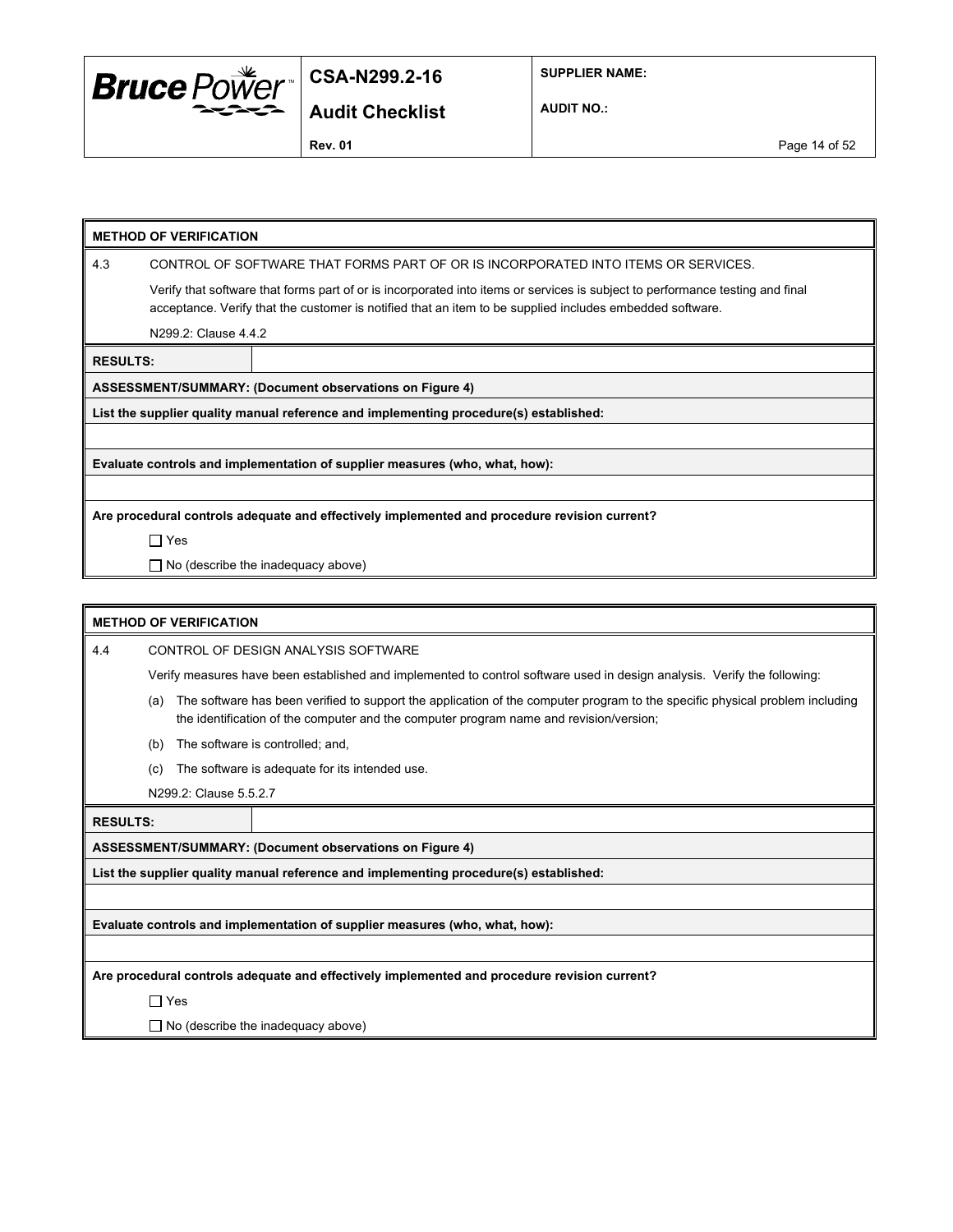**METHOD OF VERIFICATION**

4.3 CONTROL OF SOFTWARE THAT FORMS PART OF OR IS INCORPORATED INTO ITEMS OR SERVICES.

Verify that software that forms part of or is incorporated into items or services is subject to performance testing and final acceptance. Verify that the customer is notified that an item to be supplied includes embedded software.

N299.2: Clause 4.4.2

| **RESULTS:** | |
|---|---|

**ASSESSMENT/SUMMARY: (Document observations on Figure 4)**

**List the supplier quality manual reference and implementing procedure(s) established:**

**Evaluate controls and implementation of supplier measures (who, what, how):**

**Are procedural controls adequate and effectively implemented and procedure revision current?**

☐ Yes

☐ No (describe the inadequacy above)

**METHOD OF VERIFICATION**

4.4 CONTROL OF DESIGN ANALYSIS SOFTWARE

Verify measures have been established and implemented to control software used in design analysis. Verify the following:

(a) The software has been verified to support the application of the computer program to the specific physical problem including the identification of the computer and the computer program name and revision/version;

(b) The software is controlled; and,

(c) The software is adequate for its intended use.

N299.2: Clause 5.5.2.7

| **RESULTS:** | |
|---|---|

**ASSESSMENT/SUMMARY: (Document observations on Figure 4)**

**List the supplier quality manual reference and implementing procedure(s) established:**

**Evaluate controls and implementation of supplier measures (who, what, how):**

**Are procedural controls adequate and effectively implemented and procedure revision current?**

☐ Yes

☐ No (describe the inadequacy above)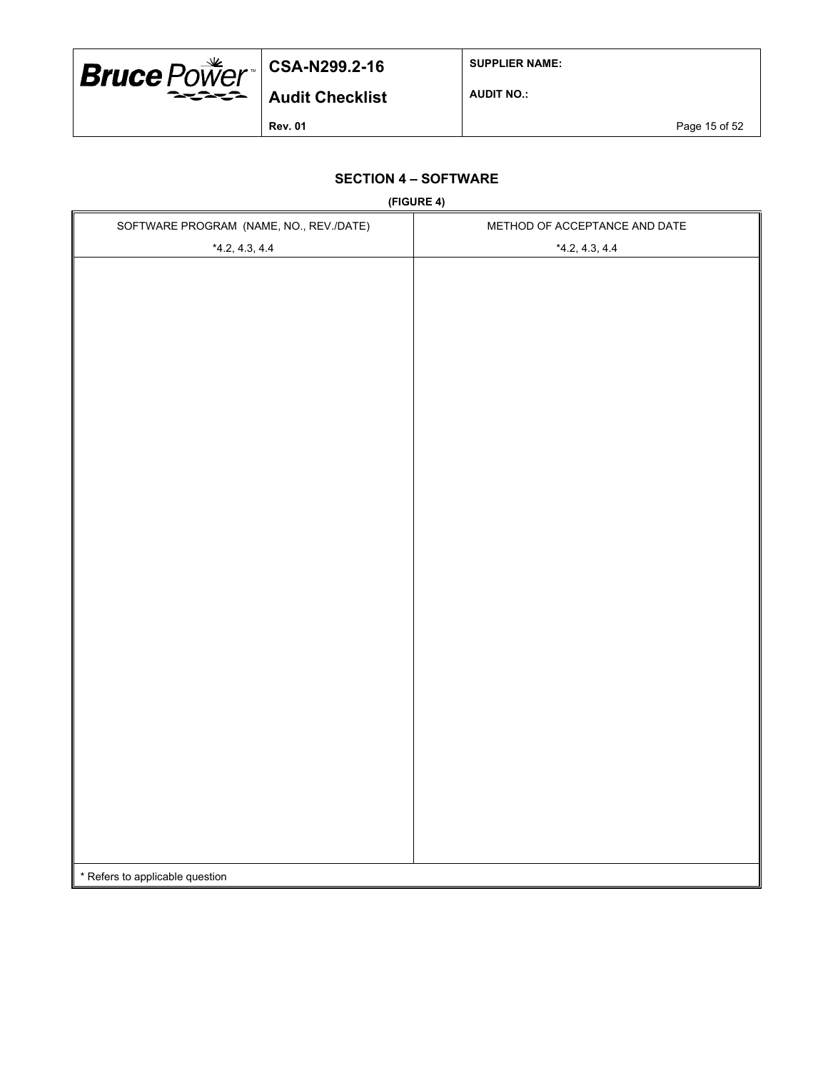## SECTION 4 – SOFTWARE

**(FIGURE 4)**

| SOFTWARE PROGRAM (NAME, NO., REV./DATE)<br>*4.2, 4.3, 4.4 | METHOD OF ACCEPTANCE AND DATE<br>*4.2, 4.3, 4.4 |
|---|---|
| | |

* Refers to applicable question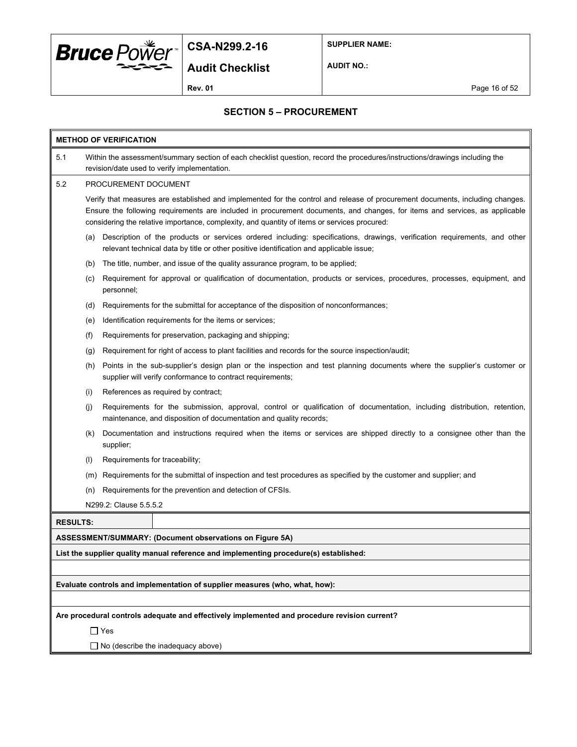## SECTION 5 – PROCUREMENT

**METHOD OF VERIFICATION**

5.1 Within the assessment/summary section of each checklist question, record the procedures/instructions/drawings including the revision/date used to verify implementation.

5.2 PROCUREMENT DOCUMENT

Verify that measures are established and implemented for the control and release of procurement documents, including changes. Ensure the following requirements are included in procurement documents, and changes, for items and services, as applicable considering the relative importance, complexity, and quantity of items or services procured:

(a) Description of the products or services ordered including: specifications, drawings, verification requirements, and other relevant technical data by title or other positive identification and applicable issue;

(b) The title, number, and issue of the quality assurance program, to be applied;

(c) Requirement for approval or qualification of documentation, products or services, procedures, processes, equipment, and personnel;

(d) Requirements for the submittal for acceptance of the disposition of nonconformances;

(e) Identification requirements for the items or services;

(f) Requirements for preservation, packaging and shipping;

(g) Requirement for right of access to plant facilities and records for the source inspection/audit;

(h) Points in the sub-supplier's design plan or the inspection and test planning documents where the supplier's customer or supplier will verify conformance to contract requirements;

(i) References as required by contract;

(j) Requirements for the submission, approval, control or qualification of documentation, including distribution, retention, maintenance, and disposition of documentation and quality records;

(k) Documentation and instructions required when the items or services are shipped directly to a consignee other than the supplier;

(l) Requirements for traceability;

(m) Requirements for the submittal of inspection and test procedures as specified by the customer and supplier; and

(n) Requirements for the prevention and detection of CFSIs.

N299.2: Clause 5.5.5.2

| **RESULTS:** | |
|---|---|

**ASSESSMENT/SUMMARY: (Document observations on Figure 5A)**

**List the supplier quality manual reference and implementing procedure(s) established:**

**Evaluate controls and implementation of supplier measures (who, what, how):**

**Are procedural controls adequate and effectively implemented and procedure revision current?**

☐ Yes

☐ No (describe the inadequacy above)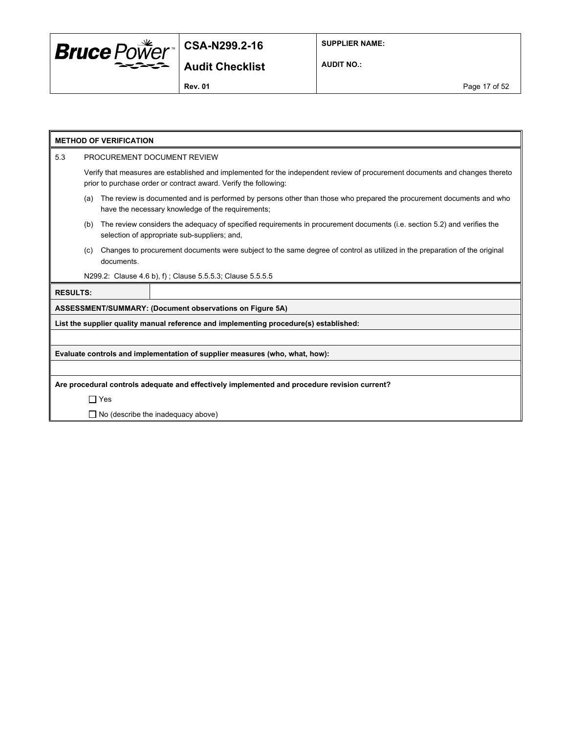**METHOD OF VERIFICATION**

5.3 PROCUREMENT DOCUMENT REVIEW

Verify that measures are established and implemented for the independent review of procurement documents and changes thereto prior to purchase order or contract award. Verify the following:

(a) The review is documented and is performed by persons other than those who prepared the procurement documents and who have the necessary knowledge of the requirements;

(b) The review considers the adequacy of specified requirements in procurement documents (i.e. section 5.2) and verifies the selection of appropriate sub-suppliers; and,

(c) Changes to procurement documents were subject to the same degree of control as utilized in the preparation of the original documents.

N299.2: Clause 4.6 b), f) ; Clause 5.5.5.3; Clause 5.5.5.5

| **RESULTS:** | |
|---|---|

**ASSESSMENT/SUMMARY: (Document observations on Figure 5A)**

**List the supplier quality manual reference and implementing procedure(s) established:**

**Evaluate controls and implementation of supplier measures (who, what, how):**

**Are procedural controls adequate and effectively implemented and procedure revision current?**

☐ Yes

☐ No (describe the inadequacy above)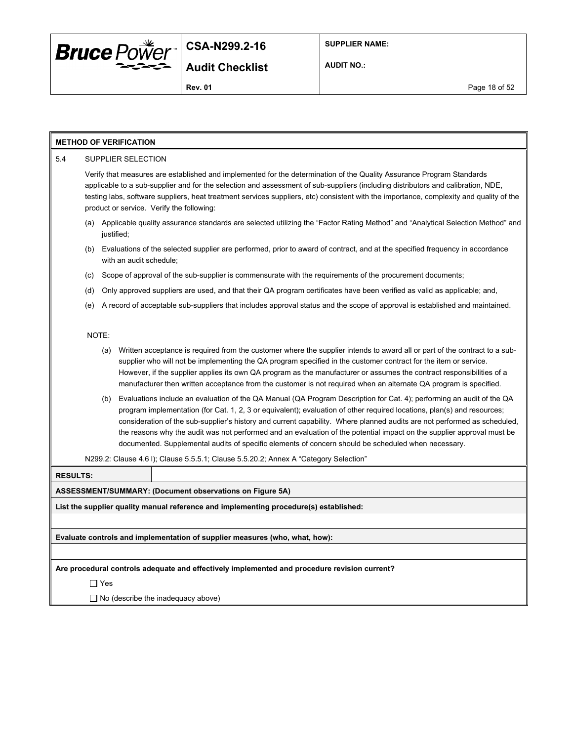**METHOD OF VERIFICATION**

5.4 SUPPLIER SELECTION

Verify that measures are established and implemented for the determination of the Quality Assurance Program Standards applicable to a sub-supplier and for the selection and assessment of sub-suppliers (including distributors and calibration, NDE, testing labs, software suppliers, heat treatment services suppliers, etc) consistent with the importance, complexity and quality of the product or service. Verify the following:

(a) Applicable quality assurance standards are selected utilizing the "Factor Rating Method" and "Analytical Selection Method" and justified;

(b) Evaluations of the selected supplier are performed, prior to award of contract, and at the specified frequency in accordance with an audit schedule;

(c) Scope of approval of the sub-supplier is commensurate with the requirements of the procurement documents;

(d) Only approved suppliers are used, and that their QA program certificates have been verified as valid as applicable; and,

(e) A record of acceptable sub-suppliers that includes approval status and the scope of approval is established and maintained.

NOTE:

(a) Written acceptance is required from the customer where the supplier intends to award all or part of the contract to a sub-supplier who will not be implementing the QA program specified in the customer contract for the item or service. However, if the supplier applies its own QA program as the manufacturer or assumes the contract responsibilities of a manufacturer then written acceptance from the customer is not required when an alternate QA program is specified.

(b) Evaluations include an evaluation of the QA Manual (QA Program Description for Cat. 4); performing an audit of the QA program implementation (for Cat. 1, 2, 3 or equivalent); evaluation of other required locations, plan(s) and resources; consideration of the sub-supplier's history and current capability. Where planned audits are not performed as scheduled, the reasons why the audit was not performed and an evaluation of the potential impact on the supplier approval must be documented. Supplemental audits of specific elements of concern should be scheduled when necessary.

N299.2: Clause 4.6 l); Clause 5.5.5.1; Clause 5.5.20.2; Annex A "Category Selection"

**RESULTS:**

**ASSESSMENT/SUMMARY: (Document observations on Figure 5A)**

**List the supplier quality manual reference and implementing procedure(s) established:**

**Evaluate controls and implementation of supplier measures (who, what, how):**

**Are procedural controls adequate and effectively implemented and procedure revision current?**

☐ Yes

☐ No (describe the inadequacy above)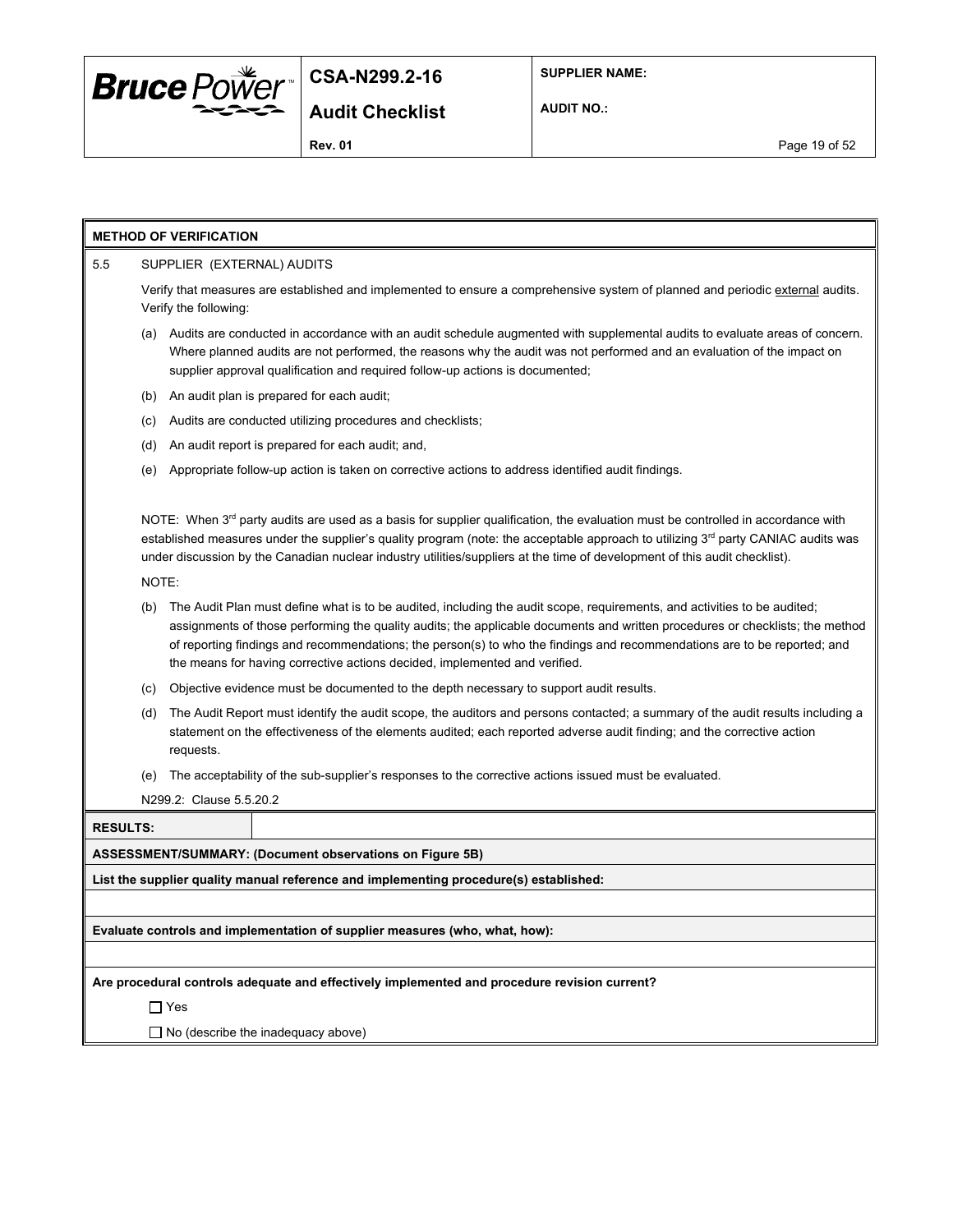**METHOD OF VERIFICATION**

5.5 SUPPLIER (EXTERNAL) AUDITS

Verify that measures are established and implemented to ensure a comprehensive system of planned and periodic external audits. Verify the following:

(a) Audits are conducted in accordance with an audit schedule augmented with supplemental audits to evaluate areas of concern. Where planned audits are not performed, the reasons why the audit was not performed and an evaluation of the impact on supplier approval qualification and required follow-up actions is documented;

(b) An audit plan is prepared for each audit;

(c) Audits are conducted utilizing procedures and checklists;

(d) An audit report is prepared for each audit; and,

(e) Appropriate follow-up action is taken on corrective actions to address identified audit findings.

NOTE: When 3rd party audits are used as a basis for supplier qualification, the evaluation must be controlled in accordance with established measures under the supplier's quality program (note: the acceptable approach to utilizing 3rd party CANIAC audits was under discussion by the Canadian nuclear industry utilities/suppliers at the time of development of this audit checklist).

NOTE:

(b) The Audit Plan must define what is to be audited, including the audit scope, requirements, and activities to be audited; assignments of those performing the quality audits; the applicable documents and written procedures or checklists; the method of reporting findings and recommendations; the person(s) to who the findings and recommendations are to be reported; and the means for having corrective actions decided, implemented and verified.

(c) Objective evidence must be documented to the depth necessary to support audit results.

(d) The Audit Report must identify the audit scope, the auditors and persons contacted; a summary of the audit results including a statement on the effectiveness of the elements audited; each reported adverse audit finding; and the corrective action requests.

(e) The acceptability of the sub-supplier's responses to the corrective actions issued must be evaluated.

N299.2: Clause 5.5.20.2

| **RESULTS:** | |
|---|---|

**ASSESSMENT/SUMMARY: (Document observations on Figure 5B)**

**List the supplier quality manual reference and implementing procedure(s) established:**

**Evaluate controls and implementation of supplier measures (who, what, how):**

**Are procedural controls adequate and effectively implemented and procedure revision current?**

☐ Yes

☐ No (describe the inadequacy above)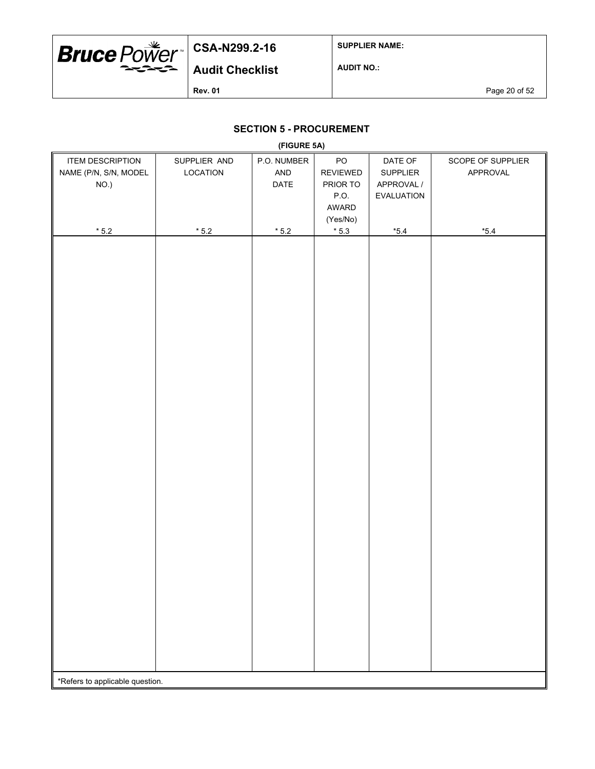## SECTION 5 - PROCUREMENT

**(FIGURE 5A)**

| ITEM DESCRIPTION NAME (P/N, S/N, MODEL NO.) * 5.2 | SUPPLIER AND LOCATION * 5.2 | P.O. NUMBER AND DATE * 5.2 | PO REVIEWED PRIOR TO P.O. AWARD (Yes/No) * 5.3 | DATE OF SUPPLIER APPROVAL / EVALUATION *5.4 | SCOPE OF SUPPLIER APPROVAL *5.4 |
|---|---|---|---|---|---|
| | | | | | |

*Refers to applicable question.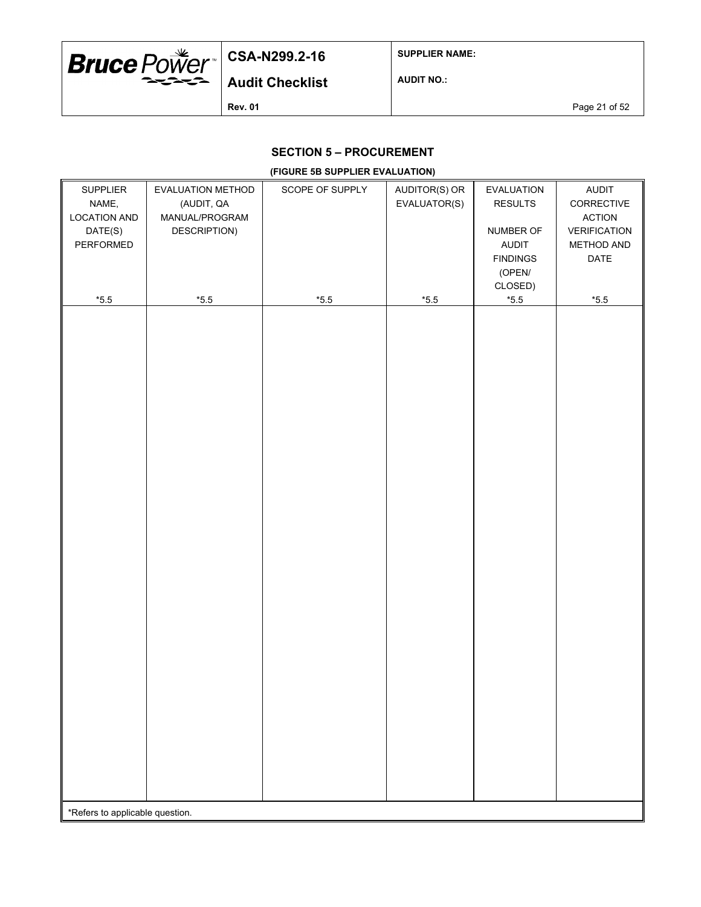## SECTION 5 – PROCUREMENT

**(FIGURE 5B SUPPLIER EVALUATION)**

| SUPPLIER NAME, LOCATION AND DATE(S) PERFORMED *5.5 | EVALUATION METHOD (AUDIT, QA MANUAL/PROGRAM DESCRIPTION) *5.5 | SCOPE OF SUPPLY *5.5 | AUDITOR(S) OR EVALUATOR(S) *5.5 | EVALUATION RESULTS NUMBER OF AUDIT FINDINGS (OPEN/ CLOSED) *5.5 | AUDIT CORRECTIVE ACTION VERIFICATION METHOD AND DATE *5.5 |
|---|---|---|---|---|---|
| | | | | | |

*Refers to applicable question.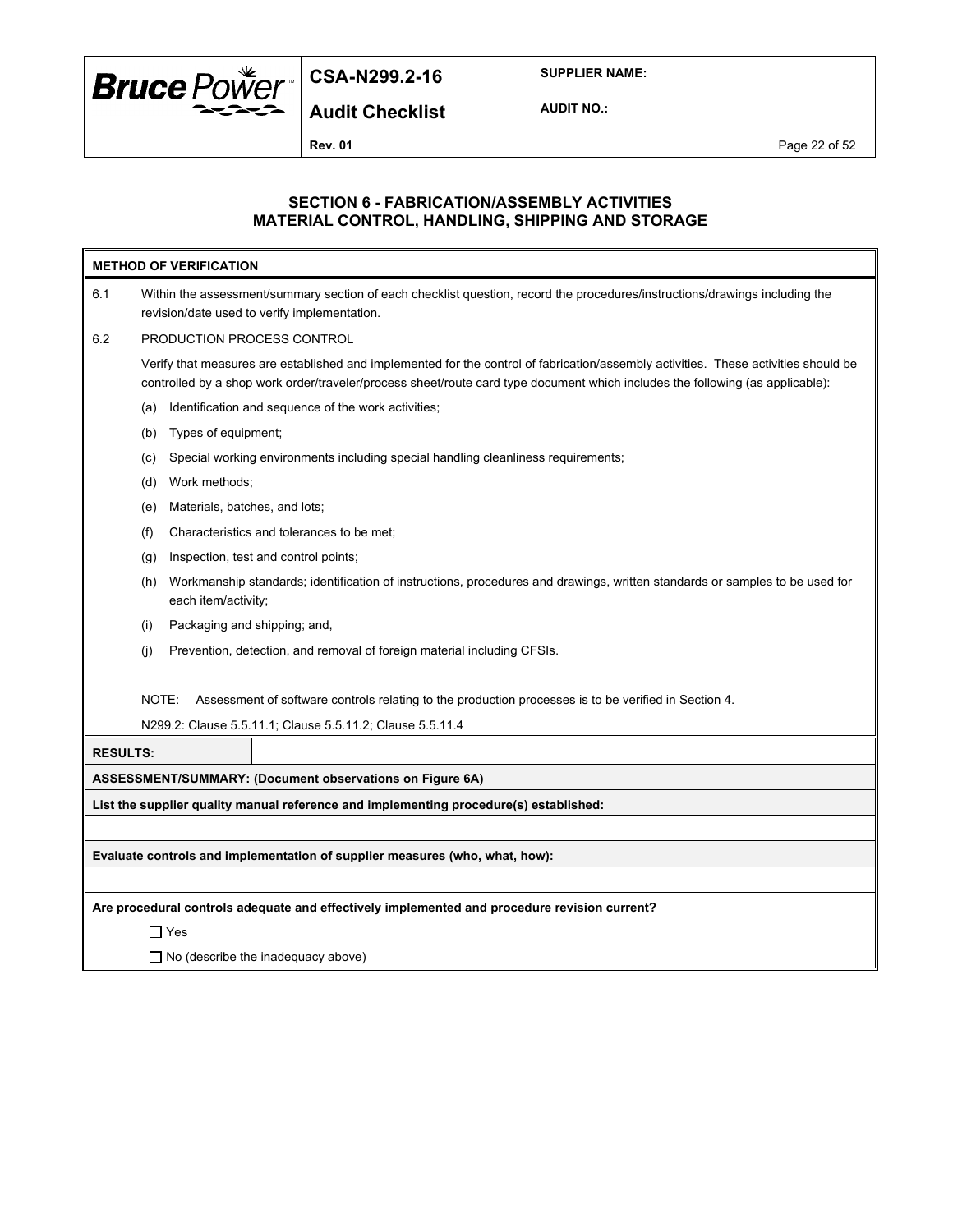## SECTION 6 - FABRICATION/ASSEMBLY ACTIVITIES
## MATERIAL CONTROL, HANDLING, SHIPPING AND STORAGE

**METHOD OF VERIFICATION**

6.1 Within the assessment/summary section of each checklist question, record the procedures/instructions/drawings including the revision/date used to verify implementation.

6.2 PRODUCTION PROCESS CONTROL

Verify that measures are established and implemented for the control of fabrication/assembly activities. These activities should be controlled by a shop work order/traveler/process sheet/route card type document which includes the following (as applicable):

(a) Identification and sequence of the work activities;

(b) Types of equipment;

(c) Special working environments including special handling cleanliness requirements;

(d) Work methods;

(e) Materials, batches, and lots;

(f) Characteristics and tolerances to be met;

(g) Inspection, test and control points;

(h) Workmanship standards; identification of instructions, procedures and drawings, written standards or samples to be used for each item/activity;

(i) Packaging and shipping; and,

(j) Prevention, detection, and removal of foreign material including CFSIs.

NOTE: Assessment of software controls relating to the production processes is to be verified in Section 4.

N299.2: Clause 5.5.11.1; Clause 5.5.11.2; Clause 5.5.11.4

**RESULTS:**

**ASSESSMENT/SUMMARY: (Document observations on Figure 6A)**

**List the supplier quality manual reference and implementing procedure(s) established:**

**Evaluate controls and implementation of supplier measures (who, what, how):**

**Are procedural controls adequate and effectively implemented and procedure revision current?**

☐ Yes

☐ No (describe the inadequacy above)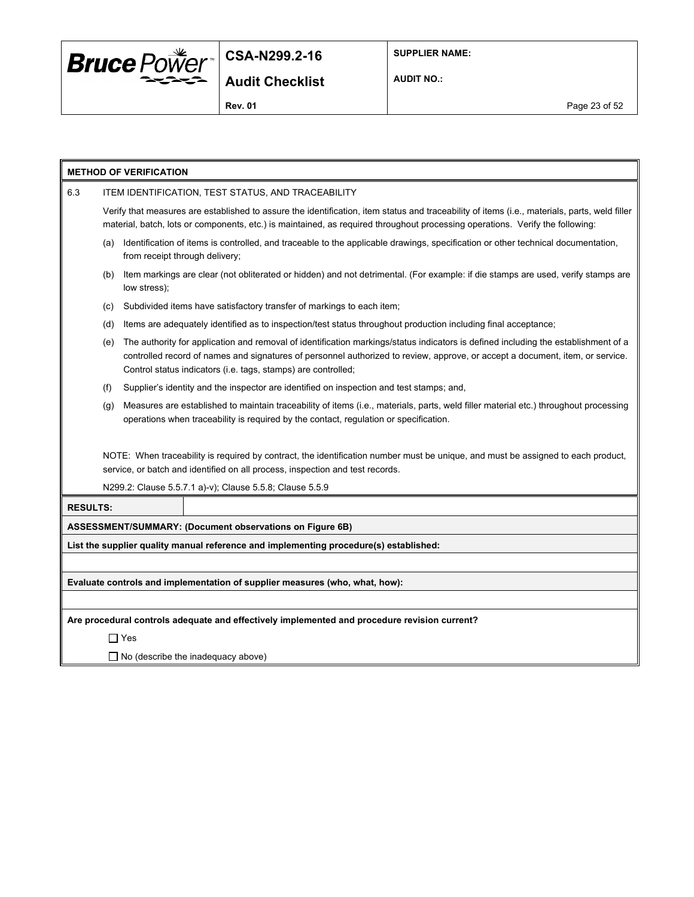**METHOD OF VERIFICATION**

6.3 ITEM IDENTIFICATION, TEST STATUS, AND TRACEABILITY

Verify that measures are established to assure the identification, item status and traceability of items (i.e., materials, parts, weld filler material, batch, lots or components, etc.) is maintained, as required throughout processing operations. Verify the following:

(a) Identification of items is controlled, and traceable to the applicable drawings, specification or other technical documentation, from receipt through delivery;

(b) Item markings are clear (not obliterated or hidden) and not detrimental. (For example: if die stamps are used, verify stamps are low stress);

(c) Subdivided items have satisfactory transfer of markings to each item;

(d) Items are adequately identified as to inspection/test status throughout production including final acceptance;

(e) The authority for application and removal of identification markings/status indicators is defined including the establishment of a controlled record of names and signatures of personnel authorized to review, approve, or accept a document, item, or service. Control status indicators (i.e. tags, stamps) are controlled;

(f) Supplier's identity and the inspector are identified on inspection and test stamps; and,

(g) Measures are established to maintain traceability of items (i.e., materials, parts, weld filler material etc.) throughout processing operations when traceability is required by the contact, regulation or specification.

NOTE: When traceability is required by contract, the identification number must be unique, and must be assigned to each product, service, or batch and identified on all process, inspection and test records.

N299.2: Clause 5.5.7.1 a)-v); Clause 5.5.8; Clause 5.5.9

**RESULTS:**

**ASSESSMENT/SUMMARY: (Document observations on Figure 6B)**

**List the supplier quality manual reference and implementing procedure(s) established:**

**Evaluate controls and implementation of supplier measures (who, what, how):**

**Are procedural controls adequate and effectively implemented and procedure revision current?**

☐ Yes

☐ No (describe the inadequacy above)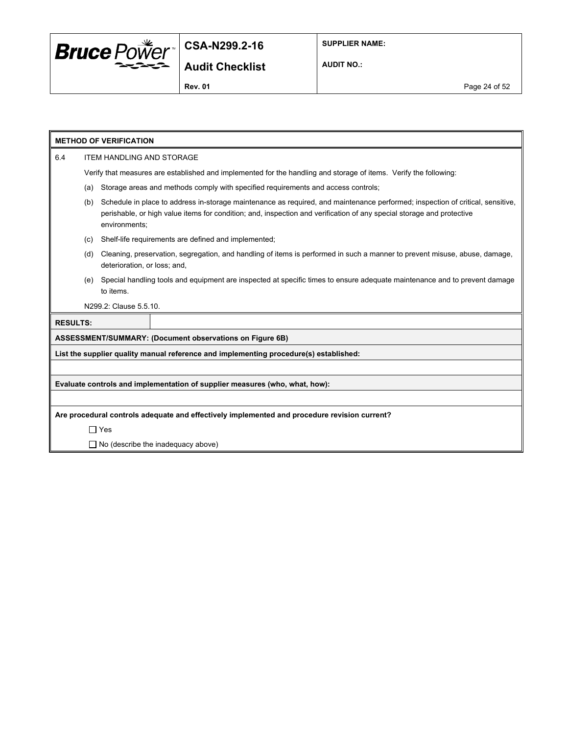**METHOD OF VERIFICATION**

6.4 ITEM HANDLING AND STORAGE

Verify that measures are established and implemented for the handling and storage of items. Verify the following:

(a) Storage areas and methods comply with specified requirements and access controls;

(b) Schedule in place to address in-storage maintenance as required, and maintenance performed; inspection of critical, sensitive, perishable, or high value items for condition; and, inspection and verification of any special storage and protective environments;

(c) Shelf-life requirements are defined and implemented;

(d) Cleaning, preservation, segregation, and handling of items is performed in such a manner to prevent misuse, abuse, damage, deterioration, or loss; and,

(e) Special handling tools and equipment are inspected at specific times to ensure adequate maintenance and to prevent damage to items.

N299.2: Clause 5.5.10.

**RESULTS:**

**ASSESSMENT/SUMMARY: (Document observations on Figure 6B)**

**List the supplier quality manual reference and implementing procedure(s) established:**

**Evaluate controls and implementation of supplier measures (who, what, how):**

**Are procedural controls adequate and effectively implemented and procedure revision current?**

☐ Yes

☐ No (describe the inadequacy above)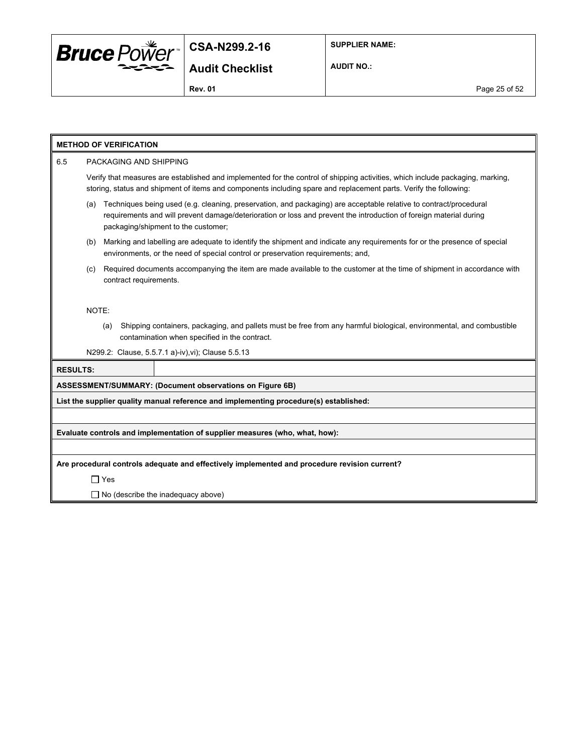**METHOD OF VERIFICATION**

6.5 PACKAGING AND SHIPPING

Verify that measures are established and implemented for the control of shipping activities, which include packaging, marking, storing, status and shipment of items and components including spare and replacement parts. Verify the following:

(a) Techniques being used (e.g. cleaning, preservation, and packaging) are acceptable relative to contract/procedural requirements and will prevent damage/deterioration or loss and prevent the introduction of foreign material during packaging/shipment to the customer;

(b) Marking and labelling are adequate to identify the shipment and indicate any requirements for or the presence of special environments, or the need of special control or preservation requirements; and,

(c) Required documents accompanying the item are made available to the customer at the time of shipment in accordance with contract requirements.

NOTE:

(a) Shipping containers, packaging, and pallets must be free from any harmful biological, environmental, and combustible contamination when specified in the contract.

N299.2: Clause, 5.5.7.1 a)-iv),vi); Clause 5.5.13

| **RESULTS:** | |
|---|---|

**ASSESSMENT/SUMMARY: (Document observations on Figure 6B)**

**List the supplier quality manual reference and implementing procedure(s) established:**

**Evaluate controls and implementation of supplier measures (who, what, how):**

**Are procedural controls adequate and effectively implemented and procedure revision current?**

☐ Yes

☐ No (describe the inadequacy above)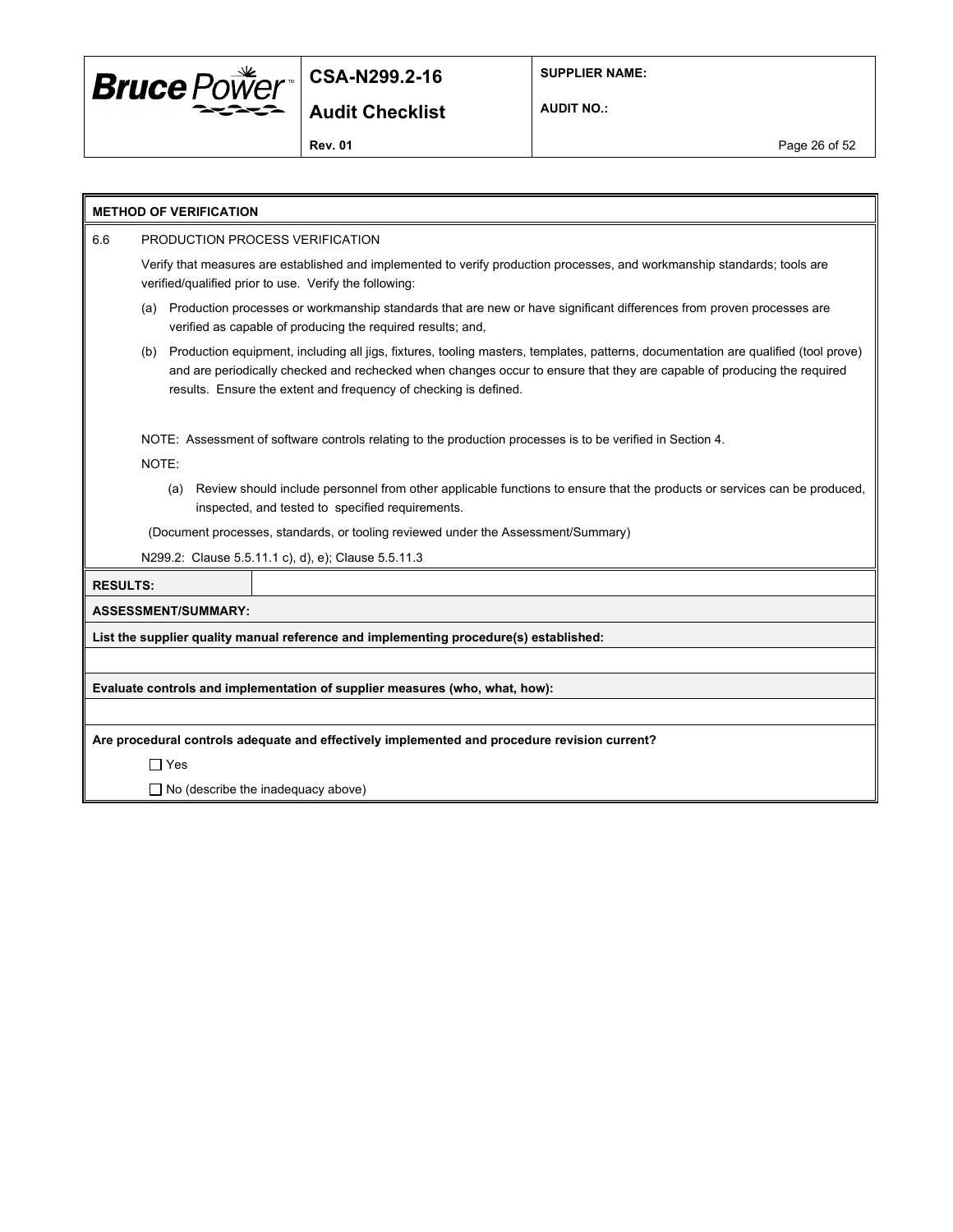**METHOD OF VERIFICATION**

6.6 PRODUCTION PROCESS VERIFICATION

Verify that measures are established and implemented to verify production processes, and workmanship standards; tools are verified/qualified prior to use. Verify the following:

(a) Production processes or workmanship standards that are new or have significant differences from proven processes are verified as capable of producing the required results; and,

(b) Production equipment, including all jigs, fixtures, tooling masters, templates, patterns, documentation are qualified (tool prove) and are periodically checked and rechecked when changes occur to ensure that they are capable of producing the required results. Ensure the extent and frequency of checking is defined.

NOTE: Assessment of software controls relating to the production processes is to be verified in Section 4.

NOTE:

(a) Review should include personnel from other applicable functions to ensure that the products or services can be produced, inspected, and tested to specified requirements.

(Document processes, standards, or tooling reviewed under the Assessment/Summary)

N299.2: Clause 5.5.11.1 c), d), e); Clause 5.5.11.3

| **RESULTS:** | |
|---|---|

**ASSESSMENT/SUMMARY:**

**List the supplier quality manual reference and implementing procedure(s) established:**

**Evaluate controls and implementation of supplier measures (who, what, how):**

**Are procedural controls adequate and effectively implemented and procedure revision current?**

☐ Yes

☐ No (describe the inadequacy above)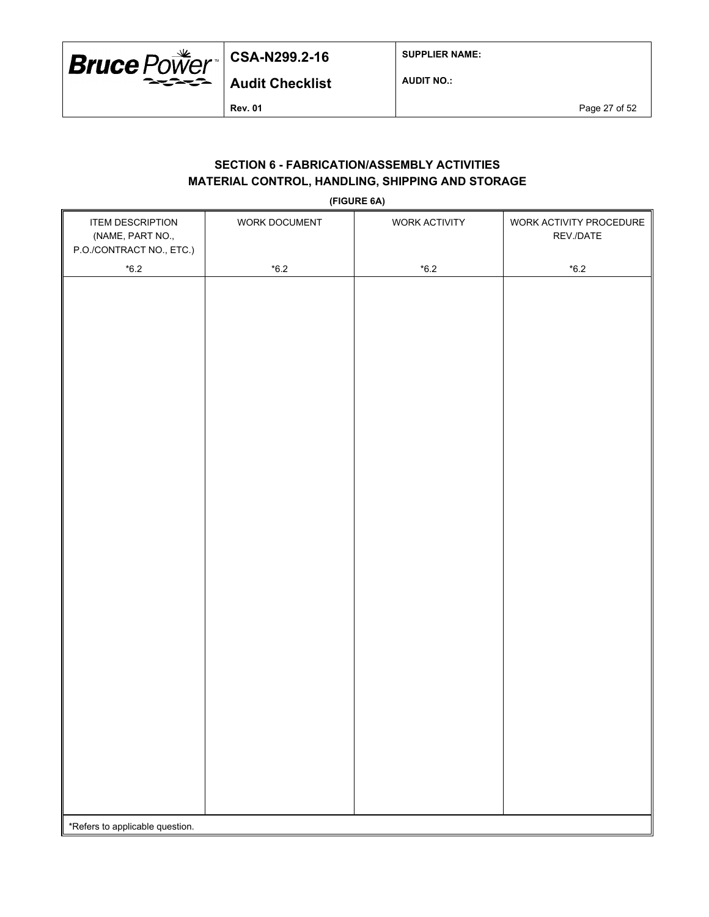## SECTION 6 - FABRICATION/ASSEMBLY ACTIVITIES
## MATERIAL CONTROL, HANDLING, SHIPPING AND STORAGE

**(FIGURE 6A)**

| ITEM DESCRIPTION (NAME, PART NO., P.O./CONTRACT NO., ETC.) *6.2 | WORK DOCUMENT *6.2 | WORK ACTIVITY *6.2 | WORK ACTIVITY PROCEDURE REV./DATE *6.2 |
|---|---|---|---|
| | | | |

*Refers to applicable question.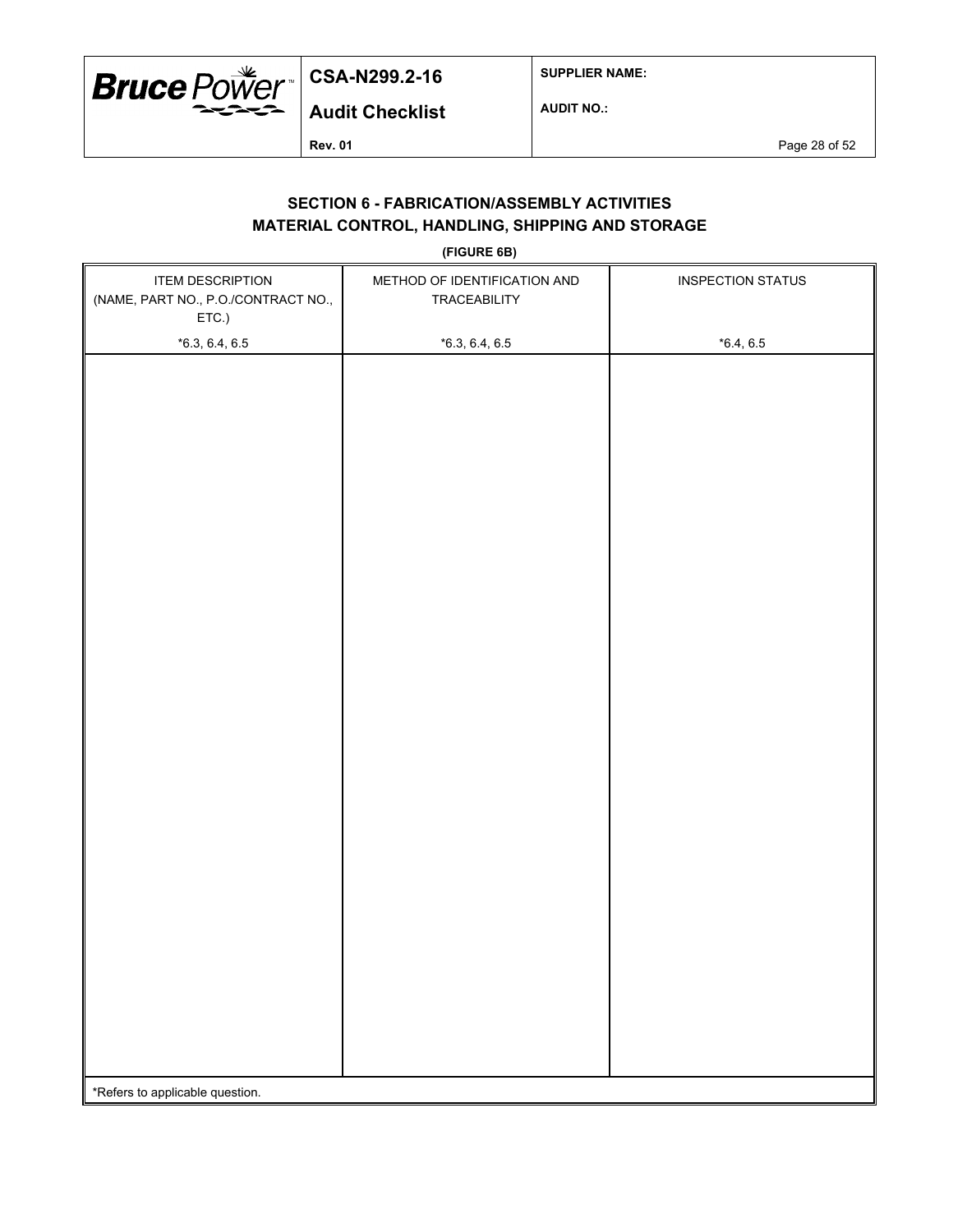## SECTION 6 - FABRICATION/ASSEMBLY ACTIVITIES
## MATERIAL CONTROL, HANDLING, SHIPPING AND STORAGE

**(FIGURE 6B)**

| ITEM DESCRIPTION (NAME, PART NO., P.O./CONTRACT NO., ETC.) *6.3, 6.4, 6.5 | METHOD OF IDENTIFICATION AND TRACEABILITY *6.3, 6.4, 6.5 | INSPECTION STATUS *6.4, 6.5 |
|---|---|---|
| | | |

*Refers to applicable question.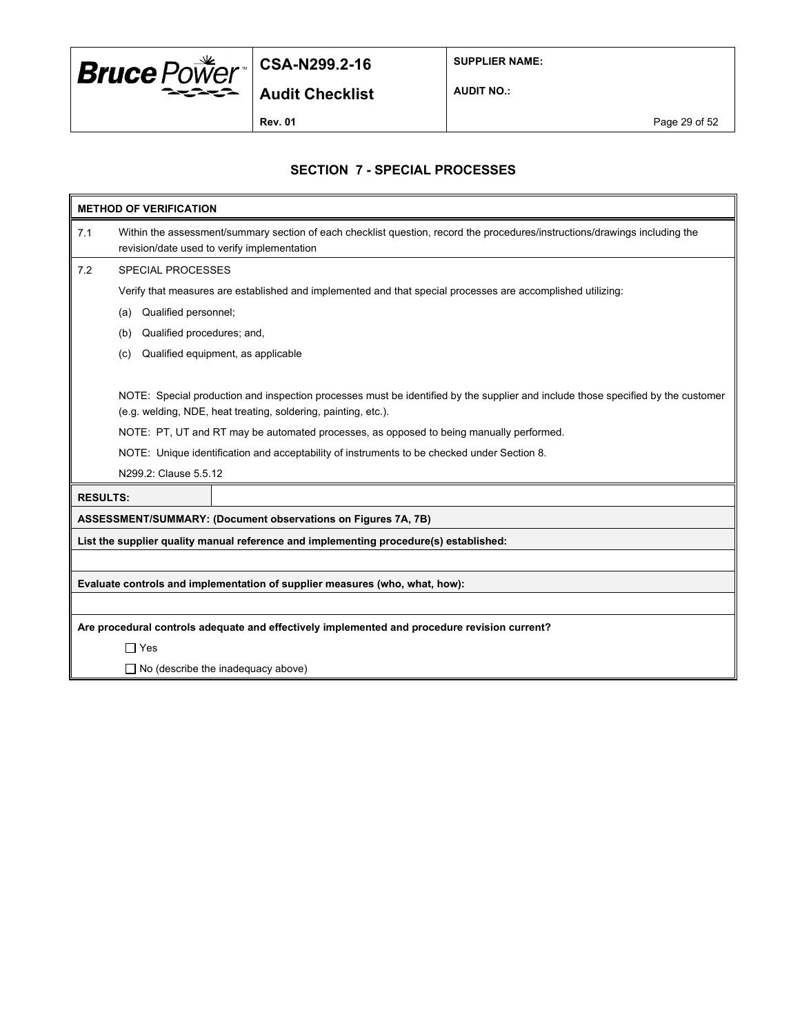## SECTION 7 - SPECIAL PROCESSES

**METHOD OF VERIFICATION**

7.1 Within the assessment/summary section of each checklist question, record the procedures/instructions/drawings including the revision/date used to verify implementation

7.2 SPECIAL PROCESSES

Verify that measures are established and implemented and that special processes are accomplished utilizing:

(a) Qualified personnel;

(b) Qualified procedures; and,

(c) Qualified equipment, as applicable

NOTE: Special production and inspection processes must be identified by the supplier and include those specified by the customer (e.g. welding, NDE, heat treating, soldering, painting, etc.).

NOTE: PT, UT and RT may be automated processes, as opposed to being manually performed.

NOTE: Unique identification and acceptability of instruments to be checked under Section 8.

N299.2: Clause 5.5.12

| **RESULTS:** | |
|---|---|

**ASSESSMENT/SUMMARY: (Document observations on Figures 7A, 7B)**

**List the supplier quality manual reference and implementing procedure(s) established:**

**Evaluate controls and implementation of supplier measures (who, what, how):**

**Are procedural controls adequate and effectively implemented and procedure revision current?**

☐ Yes

☐ No (describe the inadequacy above)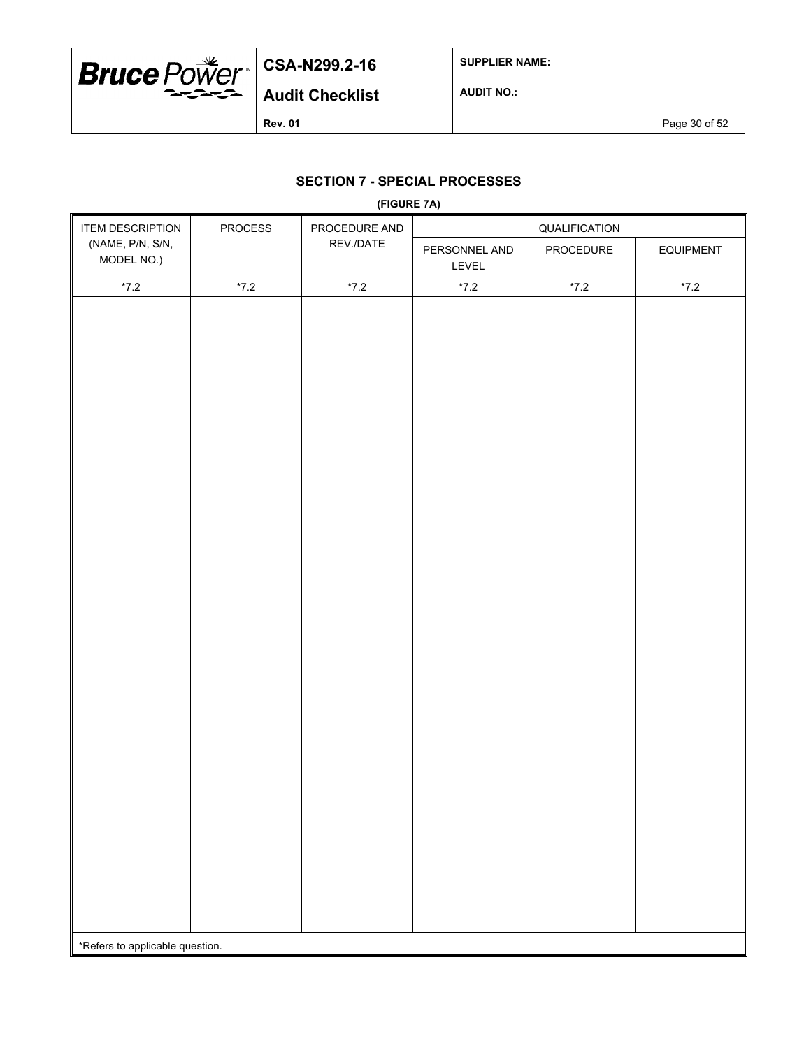## SECTION 7 - SPECIAL PROCESSES

**(FIGURE 7A)**

| ITEM DESCRIPTION (NAME, P/N, S/N, MODEL NO.) | PROCESS | PROCEDURE AND REV./DATE | QUALIFICATION | | |
|---|---|---|---|---|---|
| | | | PERSONNEL AND LEVEL | PROCEDURE | EQUIPMENT |
| *7.2 | *7.2 | *7.2 | *7.2 | *7.2 | *7.2 |
| | | | | | |

*Refers to applicable question.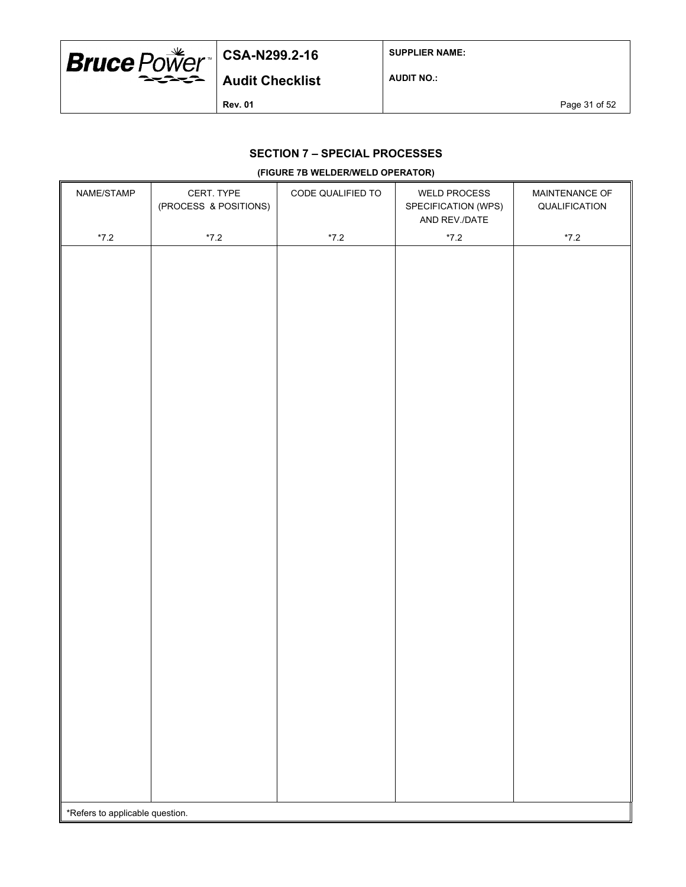## SECTION 7 – SPECIAL PROCESSES

**(FIGURE 7B WELDER/WELD OPERATOR)**

| NAME/STAMP | CERT. TYPE (PROCESS & POSITIONS) | CODE QUALIFIED TO | WELD PROCESS SPECIFICATION (WPS) AND REV./DATE | MAINTENANCE OF QUALIFICATION |
|---|---|---|---|---|
| *7.2 | *7.2 | *7.2 | *7.2 | *7.2 |
| | | | | |

*Refers to applicable question.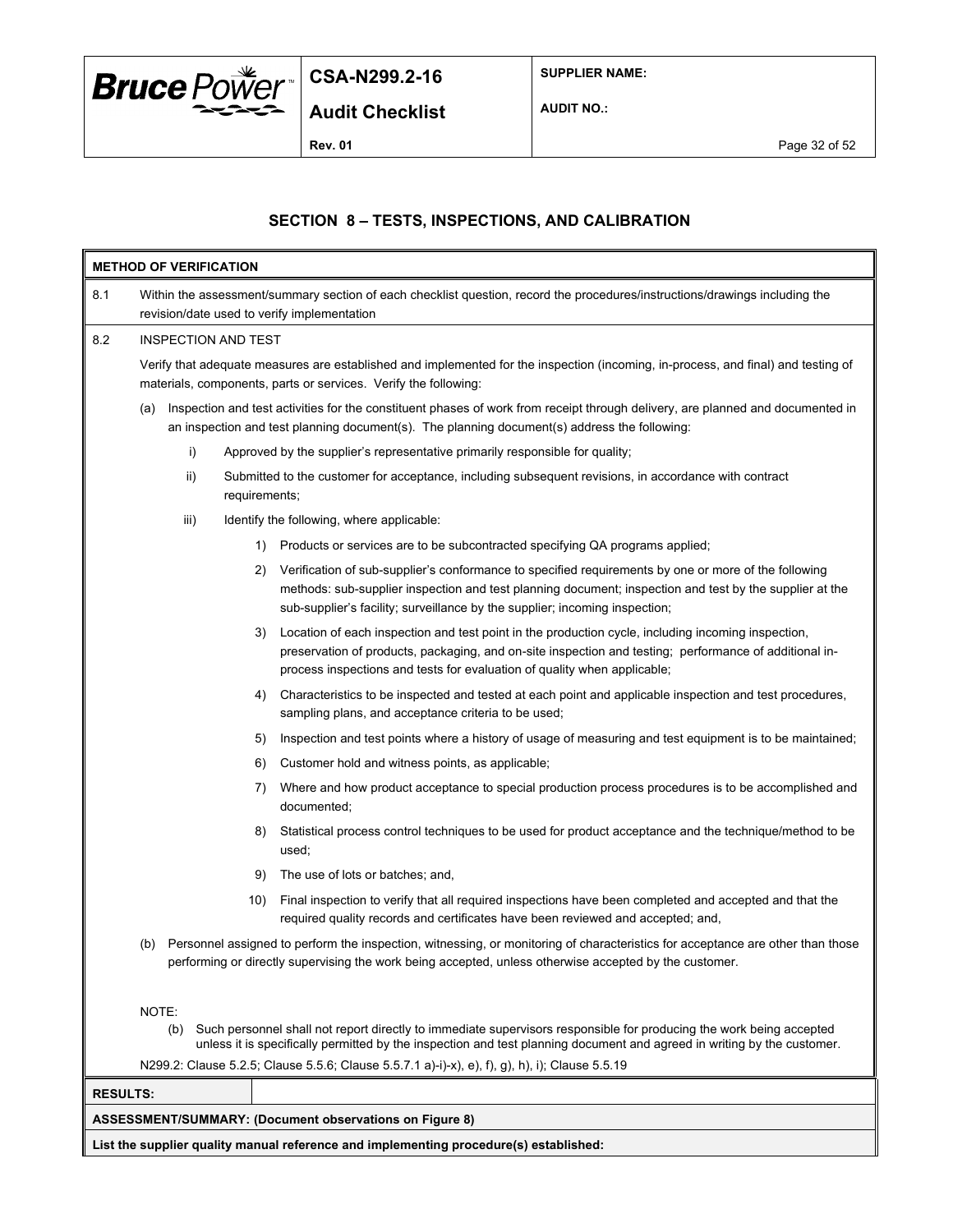## SECTION 8 – TESTS, INSPECTIONS, AND CALIBRATION

**METHOD OF VERIFICATION**

8.1 Within the assessment/summary section of each checklist question, record the procedures/instructions/drawings including the revision/date used to verify implementation

8.2 INSPECTION AND TEST

Verify that adequate measures are established and implemented for the inspection (incoming, in-process, and final) and testing of materials, components, parts or services. Verify the following:

(a) Inspection and test activities for the constituent phases of work from receipt through delivery, are planned and documented in an inspection and test planning document(s). The planning document(s) address the following:

- i) Approved by the supplier's representative primarily responsible for quality;
- ii) Submitted to the customer for acceptance, including subsequent revisions, in accordance with contract requirements;
- iii) Identify the following, where applicable:
  1) Products or services are to be subcontracted specifying QA programs applied;
  2) Verification of sub-supplier's conformance to specified requirements by one or more of the following methods: sub-supplier inspection and test planning document; inspection and test by the supplier at the sub-supplier's facility; surveillance by the supplier; incoming inspection;
  3) Location of each inspection and test point in the production cycle, including incoming inspection, preservation of products, packaging, and on-site inspection and testing; performance of additional in-process inspections and tests for evaluation of quality when applicable;
  4) Characteristics to be inspected and tested at each point and applicable inspection and test procedures, sampling plans, and acceptance criteria to be used;
  5) Inspection and test points where a history of usage of measuring and test equipment is to be maintained;
  6) Customer hold and witness points, as applicable;
  7) Where and how product acceptance to special production process procedures is to be accomplished and documented;
  8) Statistical process control techniques to be used for product acceptance and the technique/method to be used;
  9) The use of lots or batches; and,
  10) Final inspection to verify that all required inspections have been completed and accepted and that the required quality records and certificates have been reviewed and accepted; and,

(b) Personnel assigned to perform the inspection, witnessing, or monitoring of characteristics for acceptance are other than those performing or directly supervising the work being accepted, unless otherwise accepted by the customer.

NOTE:

(b) Such personnel shall not report directly to immediate supervisors responsible for producing the work being accepted unless it is specifically permitted by the inspection and test planning document and agreed in writing by the customer.

N299.2: Clause 5.2.5; Clause 5.5.6; Clause 5.5.7.1 a)-i)-x), e), f), g), h), i); Clause 5.5.19

| **RESULTS:** | |
|---|---|

**ASSESSMENT/SUMMARY: (Document observations on Figure 8)**

**List the supplier quality manual reference and implementing procedure(s) established:**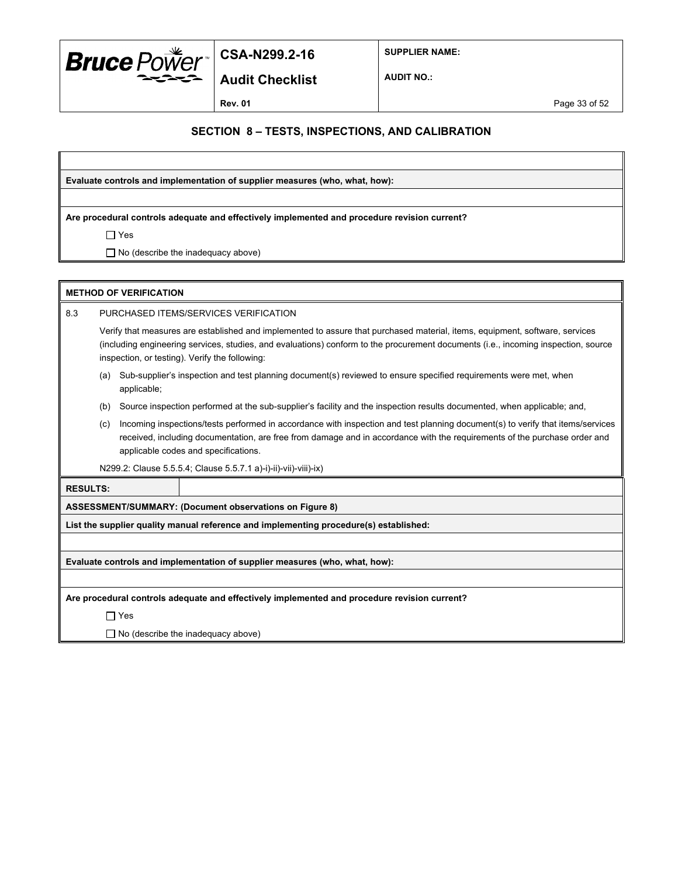## SECTION 8 – TESTS, INSPECTIONS, AND CALIBRATION

**Evaluate controls and implementation of supplier measures (who, what, how):**

**Are procedural controls adequate and effectively implemented and procedure revision current?**

☐ Yes

☐ No (describe the inadequacy above)

**METHOD OF VERIFICATION**

8.3 PURCHASED ITEMS/SERVICES VERIFICATION

Verify that measures are established and implemented to assure that purchased material, items, equipment, software, services (including engineering services, studies, and evaluations) conform to the procurement documents (i.e., incoming inspection, source inspection, or testing). Verify the following:

(a) Sub-supplier's inspection and test planning document(s) reviewed to ensure specified requirements were met, when applicable;

(b) Source inspection performed at the sub-supplier's facility and the inspection results documented, when applicable; and,

(c) Incoming inspections/tests performed in accordance with inspection and test planning document(s) to verify that items/services received, including documentation, are free from damage and in accordance with the requirements of the purchase order and applicable codes and specifications.

N299.2: Clause 5.5.5.4; Clause 5.5.7.1 a)-i)-ii)-vii)-viii)-ix)

**RESULTS:**

**ASSESSMENT/SUMMARY: (Document observations on Figure 8)**

**List the supplier quality manual reference and implementing procedure(s) established:**

**Evaluate controls and implementation of supplier measures (who, what, how):**

**Are procedural controls adequate and effectively implemented and procedure revision current?**

☐ Yes

☐ No (describe the inadequacy above)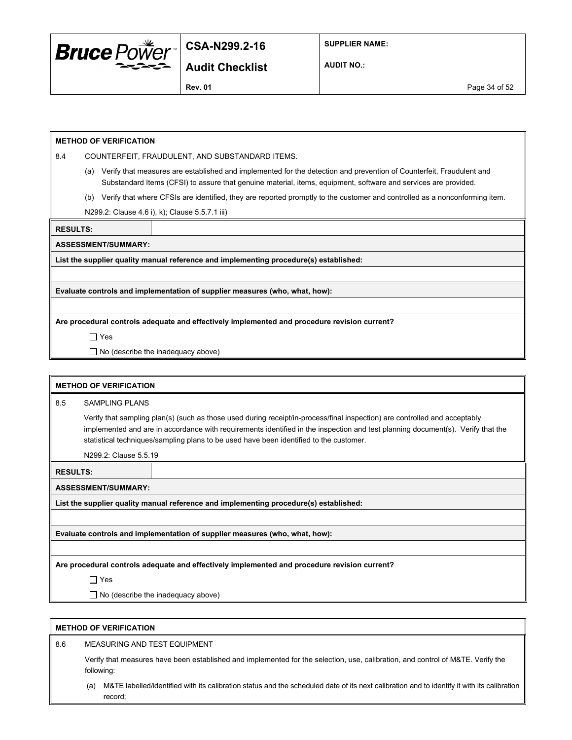**METHOD OF VERIFICATION**

8.4 COUNTERFEIT, FRAUDULENT, AND SUBSTANDARD ITEMS.

(a) Verify that measures are established and implemented for the detection and prevention of Counterfeit, Fraudulent and Substandard Items (CFSI) to assure that genuine material, items, equipment, software and services are provided.

(b) Verify that where CFSIs are identified, they are reported promptly to the customer and controlled as a nonconforming item.

N299.2: Clause 4.6 i), k); Clause 5.5.7.1 iii)

| **RESULTS:** | |
|---|---|

**ASSESSMENT/SUMMARY:**

**List the supplier quality manual reference and implementing procedure(s) established:**

**Evaluate controls and implementation of supplier measures (who, what, how):**

**Are procedural controls adequate and effectively implemented and procedure revision current?**

☐ Yes

☐ No (describe the inadequacy above)

---

**METHOD OF VERIFICATION**

8.5 SAMPLING PLANS

Verify that sampling plan(s) (such as those used during receipt/in-process/final inspection) are controlled and acceptably implemented and are in accordance with requirements identified in the inspection and test planning document(s). Verify that the statistical techniques/sampling plans to be used have been identified to the customer.

N299.2: Clause 5.5.19

| **RESULTS:** | |
|---|---|

**ASSESSMENT/SUMMARY:**

**List the supplier quality manual reference and implementing procedure(s) established:**

**Evaluate controls and implementation of supplier measures (who, what, how):**

**Are procedural controls adequate and effectively implemented and procedure revision current?**

☐ Yes

☐ No (describe the inadequacy above)

---

**METHOD OF VERIFICATION**

8.6 MEASURING AND TEST EQUIPMENT

Verify that measures have been established and implemented for the selection, use, calibration, and control of M&TE. Verify the following:

(a) M&TE labelled/identified with its calibration status and the scheduled date of its next calibration and to identify it with its calibration record;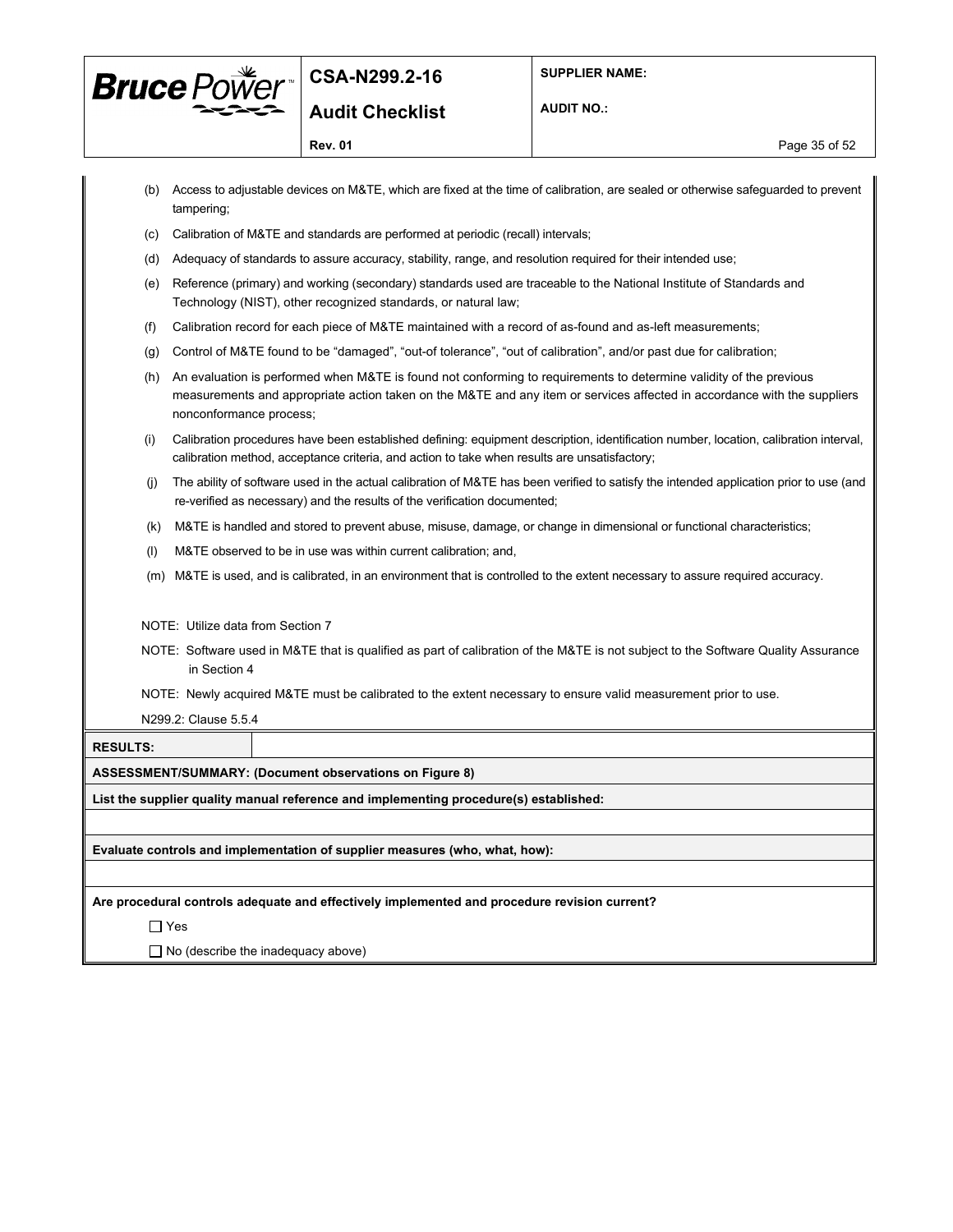(b) Access to adjustable devices on M&TE, which are fixed at the time of calibration, are sealed or otherwise safeguarded to prevent tampering;

(c) Calibration of M&TE and standards are performed at periodic (recall) intervals;

(d) Adequacy of standards to assure accuracy, stability, range, and resolution required for their intended use;

(e) Reference (primary) and working (secondary) standards used are traceable to the National Institute of Standards and Technology (NIST), other recognized standards, or natural law;

(f) Calibration record for each piece of M&TE maintained with a record of as-found and as-left measurements;

(g) Control of M&TE found to be “damaged”, “out-of tolerance”, “out of calibration”, and/or past due for calibration;

(h) An evaluation is performed when M&TE is found not conforming to requirements to determine validity of the previous measurements and appropriate action taken on the M&TE and any item or services affected in accordance with the suppliers nonconformance process;

(i) Calibration procedures have been established defining: equipment description, identification number, location, calibration interval, calibration method, acceptance criteria, and action to take when results are unsatisfactory;

(j) The ability of software used in the actual calibration of M&TE has been verified to satisfy the intended application prior to use (and re-verified as necessary) and the results of the verification documented;

(k) M&TE is handled and stored to prevent abuse, misuse, damage, or change in dimensional or functional characteristics;

(l) M&TE observed to be in use was within current calibration; and,

(m) M&TE is used, and is calibrated, in an environment that is controlled to the extent necessary to assure required accuracy.

NOTE: Utilize data from Section 7

NOTE: Software used in M&TE that is qualified as part of calibration of the M&TE is not subject to the Software Quality Assurance in Section 4

NOTE: Newly acquired M&TE must be calibrated to the extent necessary to ensure valid measurement prior to use.

N299.2: Clause 5.5.4

**RESULTS:**

**ASSESSMENT/SUMMARY: (Document observations on Figure 8)**

**List the supplier quality manual reference and implementing procedure(s) established:**

**Evaluate controls and implementation of supplier measures (who, what, how):**

**Are procedural controls adequate and effectively implemented and procedure revision current?**

☐ Yes

☐ No (describe the inadequacy above)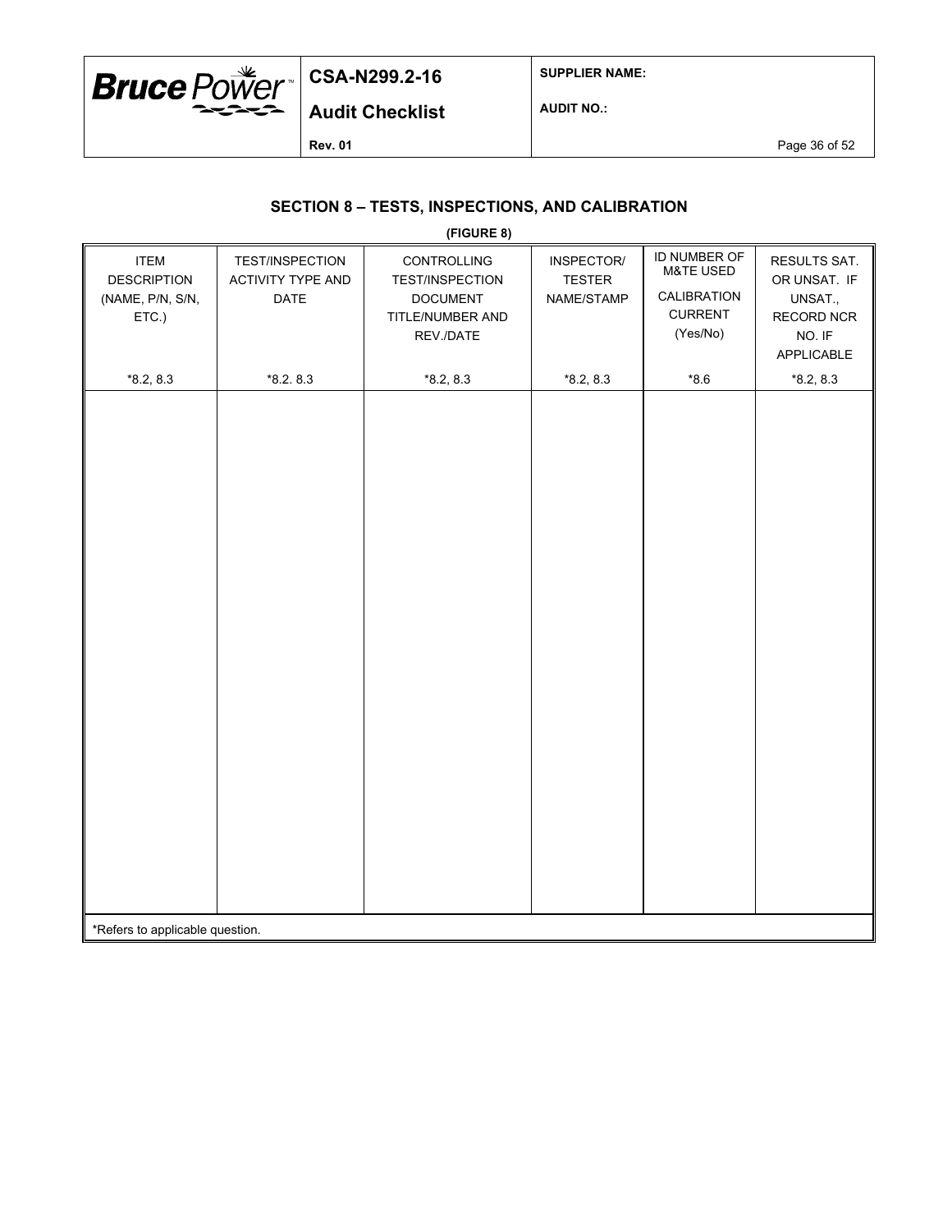## SECTION 8 – TESTS, INSPECTIONS, AND CALIBRATION

**(FIGURE 8)**

| ITEM DESCRIPTION (NAME, P/N, S/N, ETC.) *8.2, 8.3 | TEST/INSPECTION ACTIVITY TYPE AND DATE *8.2. 8.3 | CONTROLLING TEST/INSPECTION DOCUMENT TITLE/NUMBER AND REV./DATE *8.2, 8.3 | INSPECTOR/ TESTER NAME/STAMP *8.2, 8.3 | ID NUMBER OF M&TE USED CALIBRATION CURRENT (Yes/No) *8.6 | RESULTS SAT. OR UNSAT. IF UNSAT., RECORD NCR NO. IF APPLICABLE *8.2, 8.3 |
|---|---|---|---|---|---|
| | | | | | |

*Refers to applicable question.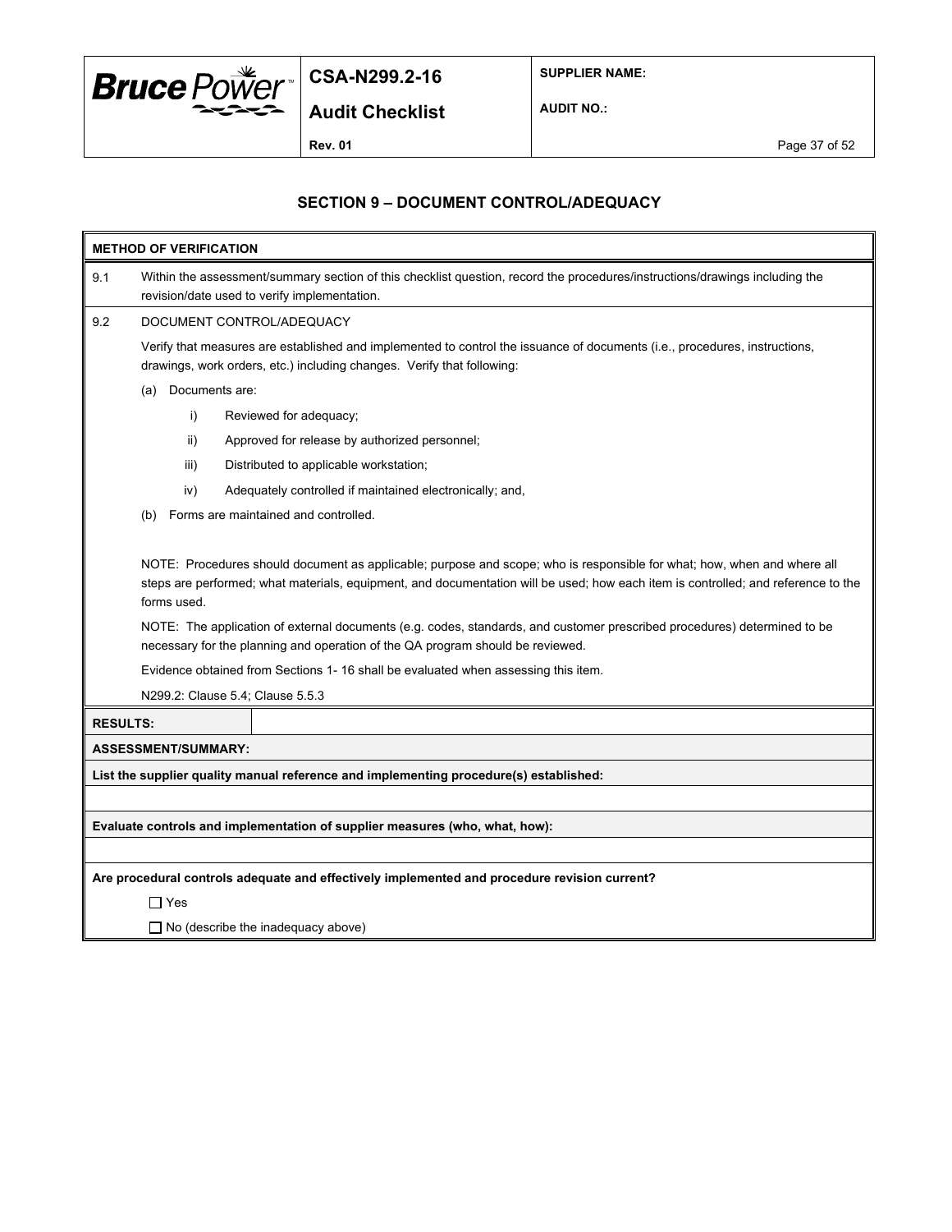## SECTION 9 – DOCUMENT CONTROL/ADEQUACY

**METHOD OF VERIFICATION**

9.1 Within the assessment/summary section of this checklist question, record the procedures/instructions/drawings including the revision/date used to verify implementation.

9.2 DOCUMENT CONTROL/ADEQUACY

Verify that measures are established and implemented to control the issuance of documents (i.e., procedures, instructions, drawings, work orders, etc.) including changes. Verify that following:

(a) Documents are:

- i) Reviewed for adequacy;
- ii) Approved for release by authorized personnel;
- iii) Distributed to applicable workstation;
- iv) Adequately controlled if maintained electronically; and,

(b) Forms are maintained and controlled.

NOTE: Procedures should document as applicable; purpose and scope; who is responsible for what; how, when and where all steps are performed; what materials, equipment, and documentation will be used; how each item is controlled; and reference to the forms used.

NOTE: The application of external documents (e.g. codes, standards, and customer prescribed procedures) determined to be necessary for the planning and operation of the QA program should be reviewed.

Evidence obtained from Sections 1- 16 shall be evaluated when assessing this item.

N299.2: Clause 5.4; Clause 5.5.3

**RESULTS:**

**ASSESSMENT/SUMMARY:**

**List the supplier quality manual reference and implementing procedure(s) established:**

**Evaluate controls and implementation of supplier measures (who, what, how):**

**Are procedural controls adequate and effectively implemented and procedure revision current?**

☐ Yes

☐ No (describe the inadequacy above)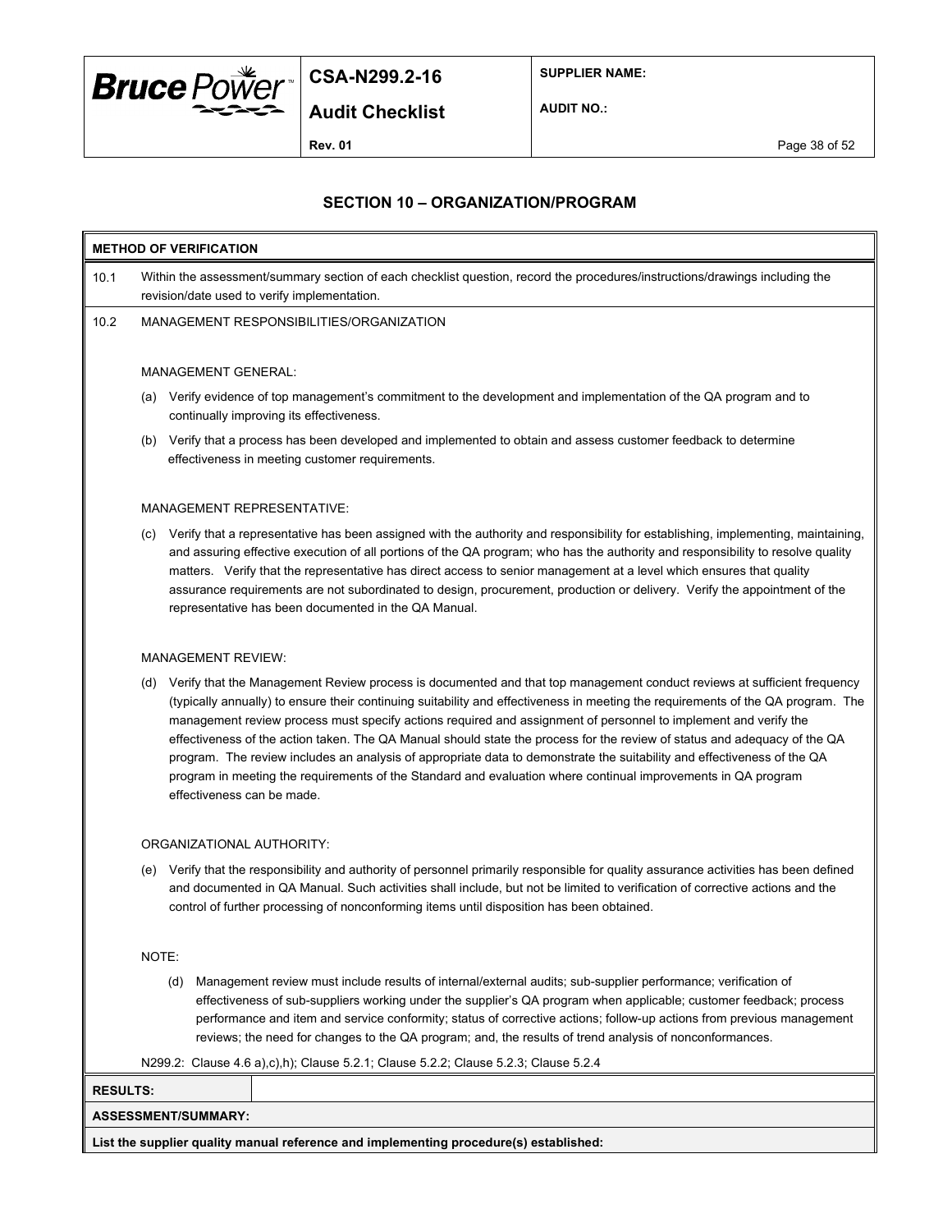## SECTION 10 – ORGANIZATION/PROGRAM

**METHOD OF VERIFICATION**

10.1 Within the assessment/summary section of each checklist question, record the procedures/instructions/drawings including the revision/date used to verify implementation.

10.2 MANAGEMENT RESPONSIBILITIES/ORGANIZATION

MANAGEMENT GENERAL:

(a) Verify evidence of top management's commitment to the development and implementation of the QA program and to continually improving its effectiveness.

(b) Verify that a process has been developed and implemented to obtain and assess customer feedback to determine effectiveness in meeting customer requirements.

MANAGEMENT REPRESENTATIVE:

(c) Verify that a representative has been assigned with the authority and responsibility for establishing, implementing, maintaining, and assuring effective execution of all portions of the QA program; who has the authority and responsibility to resolve quality matters. Verify that the representative has direct access to senior management at a level which ensures that quality assurance requirements are not subordinated to design, procurement, production or delivery. Verify the appointment of the representative has been documented in the QA Manual.

MANAGEMENT REVIEW:

(d) Verify that the Management Review process is documented and that top management conduct reviews at sufficient frequency (typically annually) to ensure their continuing suitability and effectiveness in meeting the requirements of the QA program. The management review process must specify actions required and assignment of personnel to implement and verify the effectiveness of the action taken. The QA Manual should state the process for the review of status and adequacy of the QA program. The review includes an analysis of appropriate data to demonstrate the suitability and effectiveness of the QA program in meeting the requirements of the Standard and evaluation where continual improvements in QA program effectiveness can be made.

ORGANIZATIONAL AUTHORITY:

(e) Verify that the responsibility and authority of personnel primarily responsible for quality assurance activities has been defined and documented in QA Manual. Such activities shall include, but not be limited to verification of corrective actions and the control of further processing of nonconforming items until disposition has been obtained.

NOTE:

(d) Management review must include results of internal/external audits; sub-supplier performance; verification of effectiveness of sub-suppliers working under the supplier's QA program when applicable; customer feedback; process performance and item and service conformity; status of corrective actions; follow-up actions from previous management reviews; the need for changes to the QA program; and, the results of trend analysis of nonconformances.

N299.2: Clause 4.6 a),c),h); Clause 5.2.1; Clause 5.2.2; Clause 5.2.3; Clause 5.2.4

| **RESULTS:** | |
|---|---|

**ASSESSMENT/SUMMARY:**

**List the supplier quality manual reference and implementing procedure(s) established:**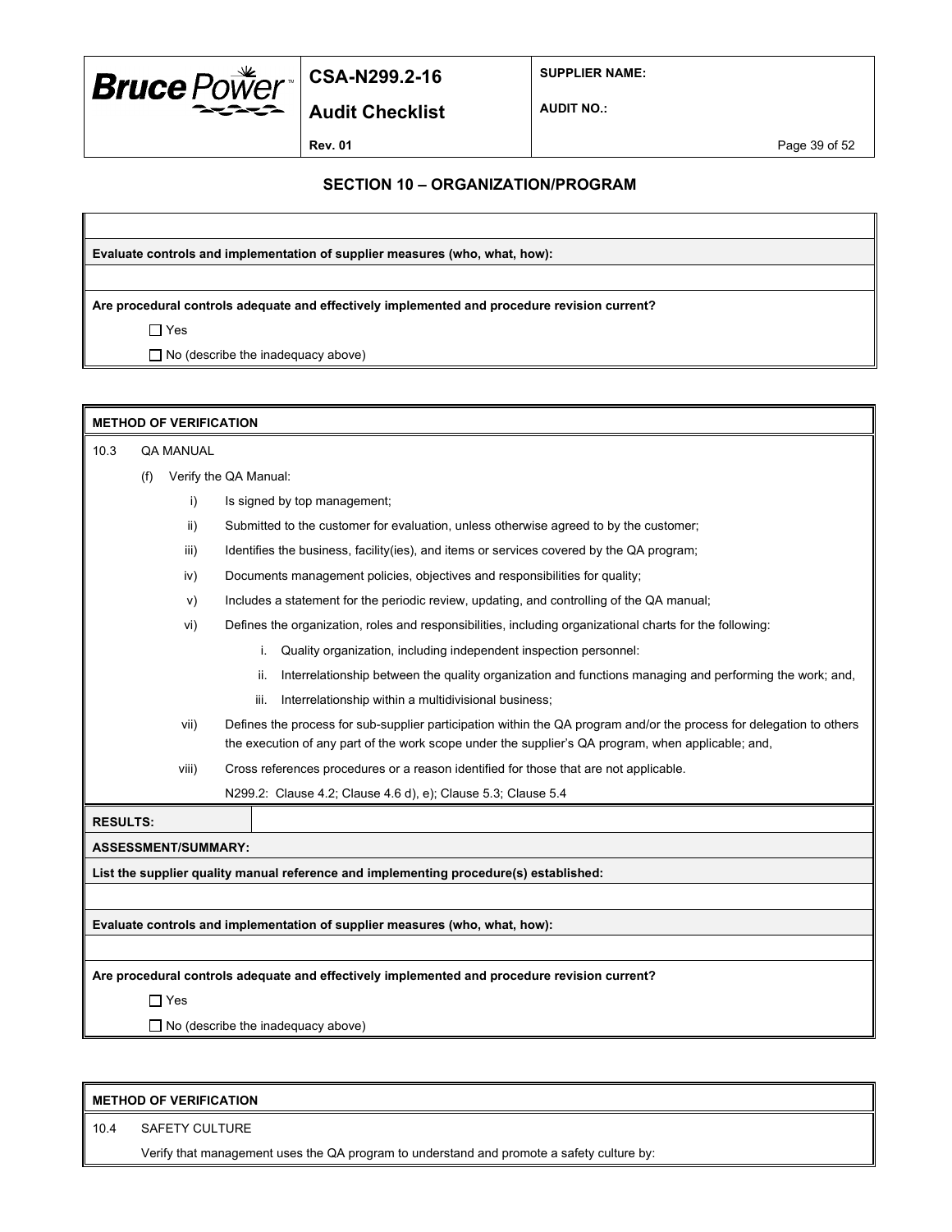## SECTION 10 – ORGANIZATION/PROGRAM

**Evaluate controls and implementation of supplier measures (who, what, how):**

**Are procedural controls adequate and effectively implemented and procedure revision current?**

☐ Yes

☐ No (describe the inadequacy above)

---

**METHOD OF VERIFICATION**

10.3 QA MANUAL

(f) Verify the QA Manual:

- i) Is signed by top management;
- ii) Submitted to the customer for evaluation, unless otherwise agreed to by the customer;
- iii) Identifies the business, facility(ies), and items or services covered by the QA program;
- iv) Documents management policies, objectives and responsibilities for quality;
- v) Includes a statement for the periodic review, updating, and controlling of the QA manual;
- vi) Defines the organization, roles and responsibilities, including organizational charts for the following:
  - i. Quality organization, including independent inspection personnel:
  - ii. Interrelationship between the quality organization and functions managing and performing the work; and,
  - iii. Interrelationship within a multidivisional business;
- vii) Defines the process for sub-supplier participation within the QA program and/or the process for delegation to others the execution of any part of the work scope under the supplier's QA program, when applicable; and,
- viii) Cross references procedures or a reason identified for those that are not applicable.

N299.2: Clause 4.2; Clause 4.6 d), e); Clause 5.3; Clause 5.4

**RESULTS:**

**ASSESSMENT/SUMMARY:**

**List the supplier quality manual reference and implementing procedure(s) established:**

**Evaluate controls and implementation of supplier measures (who, what, how):**

**Are procedural controls adequate and effectively implemented and procedure revision current?**

☐ Yes

☐ No (describe the inadequacy above)

---

**METHOD OF VERIFICATION**

10.4 SAFETY CULTURE

Verify that management uses the QA program to understand and promote a safety culture by: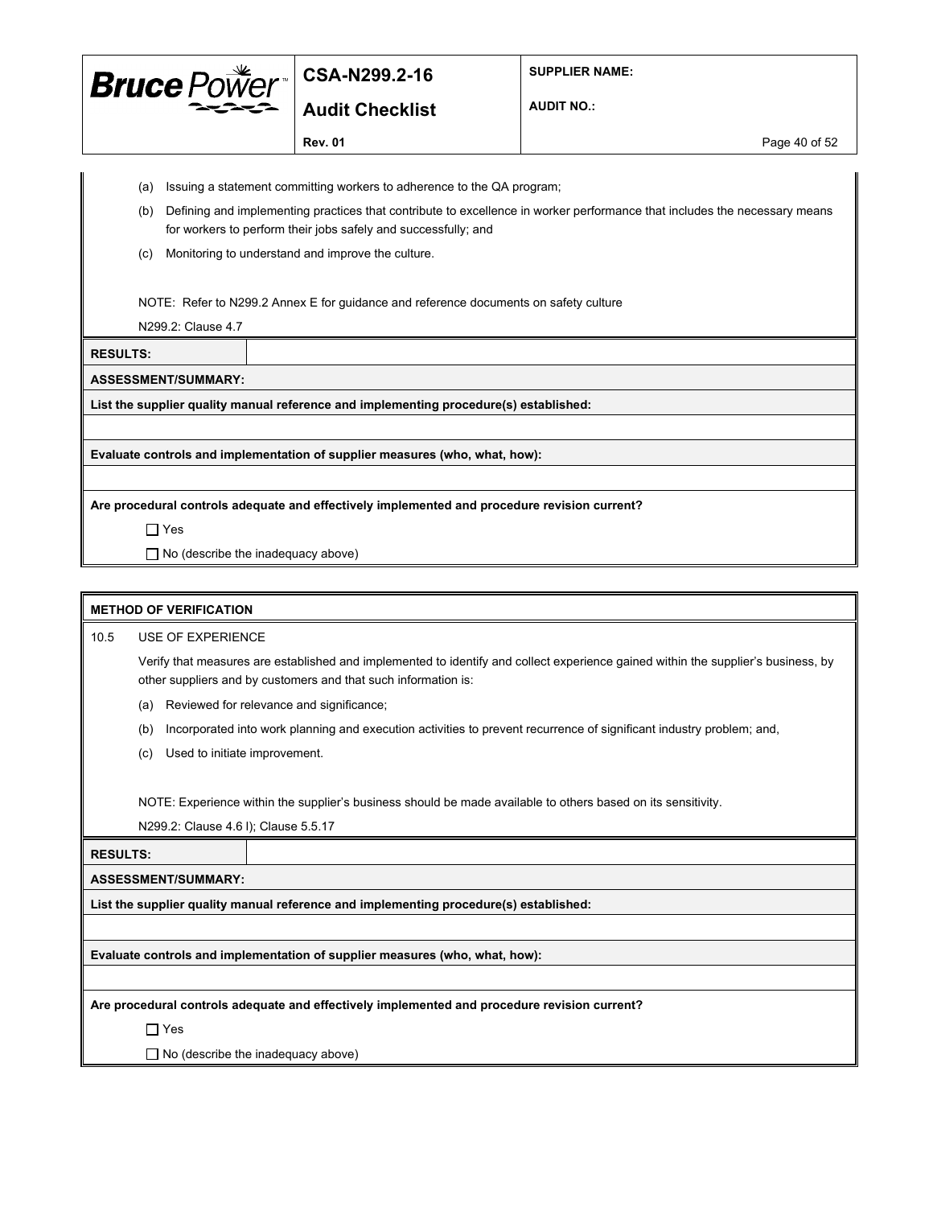(a) Issuing a statement committing workers to adherence to the QA program;

(b) Defining and implementing practices that contribute to excellence in worker performance that includes the necessary means for workers to perform their jobs safely and successfully; and

(c) Monitoring to understand and improve the culture.

NOTE: Refer to N299.2 Annex E for guidance and reference documents on safety culture

N299.2: Clause 4.7

| **RESULTS:** | |
|---|---|

**ASSESSMENT/SUMMARY:**

**List the supplier quality manual reference and implementing procedure(s) established:**

**Evaluate controls and implementation of supplier measures (who, what, how):**

**Are procedural controls adequate and effectively implemented and procedure revision current?**

☐ Yes

☐ No (describe the inadequacy above)

**METHOD OF VERIFICATION**

10.5 USE OF EXPERIENCE

Verify that measures are established and implemented to identify and collect experience gained within the supplier's business, by other suppliers and by customers and that such information is:

(a) Reviewed for relevance and significance;

(b) Incorporated into work planning and execution activities to prevent recurrence of significant industry problem; and,

(c) Used to initiate improvement.

NOTE: Experience within the supplier's business should be made available to others based on its sensitivity.

N299.2: Clause 4.6 l); Clause 5.5.17

| **RESULTS:** | |
|---|---|

**ASSESSMENT/SUMMARY:**

**List the supplier quality manual reference and implementing procedure(s) established:**

**Evaluate controls and implementation of supplier measures (who, what, how):**

**Are procedural controls adequate and effectively implemented and procedure revision current?**

☐ Yes

☐ No (describe the inadequacy above)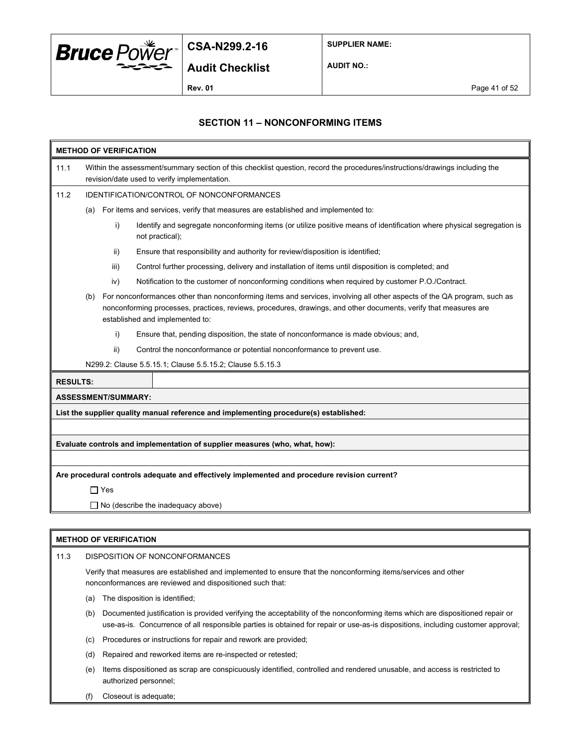## SECTION 11 – NONCONFORMING ITEMS

**METHOD OF VERIFICATION**

11.1 Within the assessment/summary section of this checklist question, record the procedures/instructions/drawings including the revision/date used to verify implementation.

11.2 IDENTIFICATION/CONTROL OF NONCONFORMANCES

(a) For items and services, verify that measures are established and implemented to:

i) Identify and segregate nonconforming items (or utilize positive means of identification where physical segregation is not practical);

ii) Ensure that responsibility and authority for review/disposition is identified;

iii) Control further processing, delivery and installation of items until disposition is completed; and

iv) Notification to the customer of nonconforming conditions when required by customer P.O./Contract.

(b) For nonconformances other than nonconforming items and services, involving all other aspects of the QA program, such as nonconforming processes, practices, reviews, procedures, drawings, and other documents, verify that measures are established and implemented to:

i) Ensure that, pending disposition, the state of nonconformance is made obvious; and,

ii) Control the nonconformance or potential nonconformance to prevent use.

N299.2: Clause 5.5.15.1; Clause 5.5.15.2; Clause 5.5.15.3

**RESULTS:**

**ASSESSMENT/SUMMARY:**

**List the supplier quality manual reference and implementing procedure(s) established:**

**Evaluate controls and implementation of supplier measures (who, what, how):**

**Are procedural controls adequate and effectively implemented and procedure revision current?**

☐ Yes

☐ No (describe the inadequacy above)

**METHOD OF VERIFICATION**

11.3 DISPOSITION OF NONCONFORMANCES

Verify that measures are established and implemented to ensure that the nonconforming items/services and other nonconformances are reviewed and dispositioned such that:

(a) The disposition is identified;

(b) Documented justification is provided verifying the acceptability of the nonconforming items which are dispositioned repair or use-as-is. Concurrence of all responsible parties is obtained for repair or use-as-is dispositions, including customer approval;

(c) Procedures or instructions for repair and rework are provided;

(d) Repaired and reworked items are re-inspected or retested;

(e) Items dispositioned as scrap are conspicuously identified, controlled and rendered unusable, and access is restricted to authorized personnel;

(f) Closeout is adequate;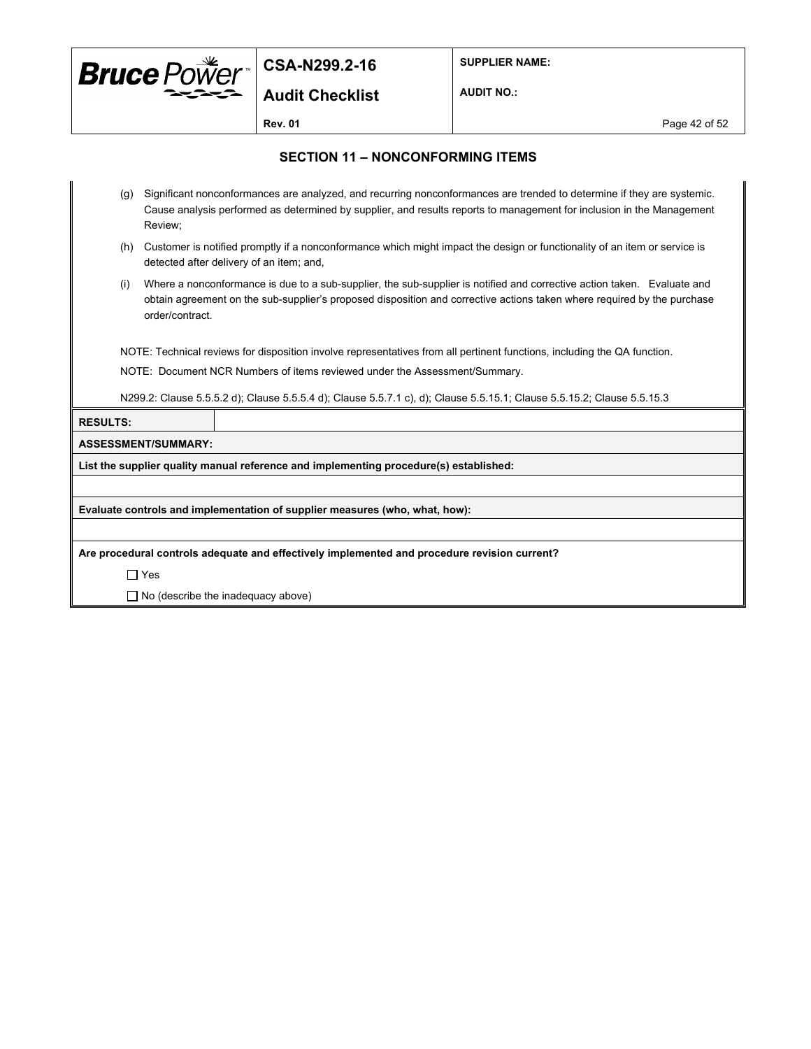## SECTION 11 – NONCONFORMING ITEMS

(g) Significant nonconformances are analyzed, and recurring nonconformances are trended to determine if they are systemic. Cause analysis performed as determined by supplier, and results reports to management for inclusion in the Management Review;

(h) Customer is notified promptly if a nonconformance which might impact the design or functionality of an item or service is detected after delivery of an item; and,

(i) Where a nonconformance is due to a sub-supplier, the sub-supplier is notified and corrective action taken. Evaluate and obtain agreement on the sub-supplier's proposed disposition and corrective actions taken where required by the purchase order/contract.

NOTE: Technical reviews for disposition involve representatives from all pertinent functions, including the QA function.

NOTE: Document NCR Numbers of items reviewed under the Assessment/Summary.

N299.2: Clause 5.5.5.2 d); Clause 5.5.5.4 d); Clause 5.5.7.1 c), d); Clause 5.5.15.1; Clause 5.5.15.2; Clause 5.5.15.3

**RESULTS:**

**ASSESSMENT/SUMMARY:**

**List the supplier quality manual reference and implementing procedure(s) established:**

**Evaluate controls and implementation of supplier measures (who, what, how):**

**Are procedural controls adequate and effectively implemented and procedure revision current?**

☐ Yes

☐ No (describe the inadequacy above)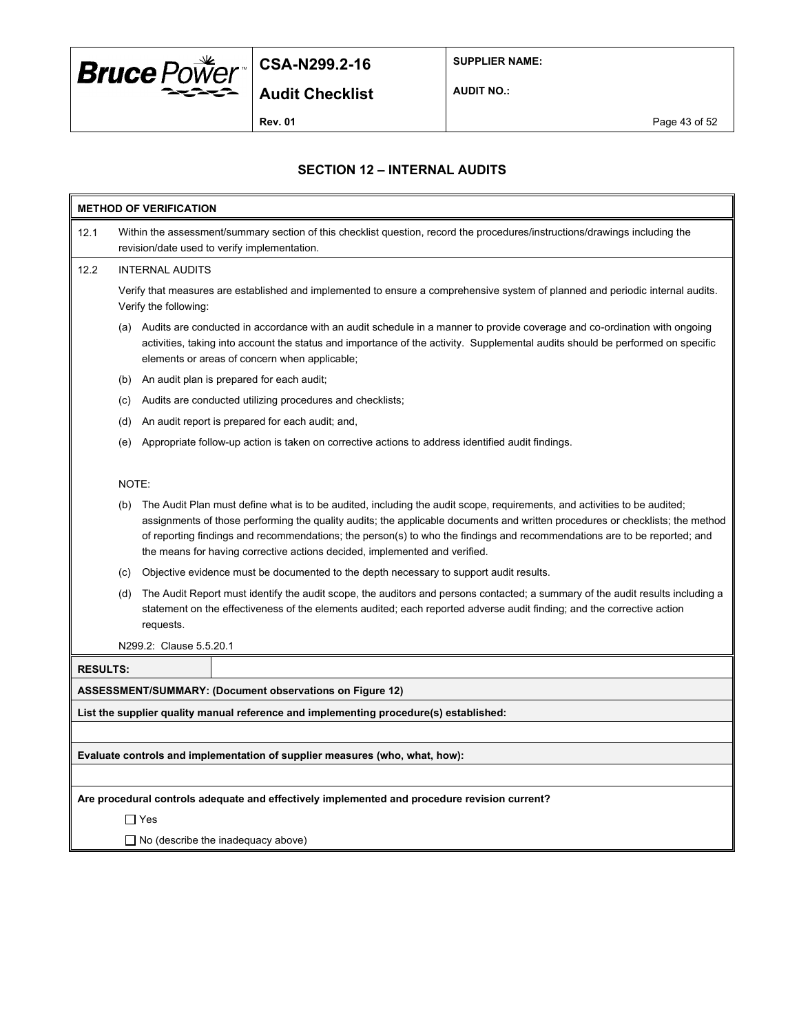# SECTION 12 – INTERNAL AUDITS

**METHOD OF VERIFICATION**

12.1 Within the assessment/summary section of this checklist question, record the procedures/instructions/drawings including the revision/date used to verify implementation.

12.2 INTERNAL AUDITS

Verify that measures are established and implemented to ensure a comprehensive system of planned and periodic internal audits. Verify the following:

(a) Audits are conducted in accordance with an audit schedule in a manner to provide coverage and co-ordination with ongoing activities, taking into account the status and importance of the activity. Supplemental audits should be performed on specific elements or areas of concern when applicable;

(b) An audit plan is prepared for each audit;

(c) Audits are conducted utilizing procedures and checklists;

(d) An audit report is prepared for each audit; and,

(e) Appropriate follow-up action is taken on corrective actions to address identified audit findings.

NOTE:

(b) The Audit Plan must define what is to be audited, including the audit scope, requirements, and activities to be audited; assignments of those performing the quality audits; the applicable documents and written procedures or checklists; the method of reporting findings and recommendations; the person(s) to who the findings and recommendations are to be reported; and the means for having corrective actions decided, implemented and verified.

(c) Objective evidence must be documented to the depth necessary to support audit results.

(d) The Audit Report must identify the audit scope, the auditors and persons contacted; a summary of the audit results including a statement on the effectiveness of the elements audited; each reported adverse audit finding; and the corrective action requests.

N299.2: Clause 5.5.20.1

| **RESULTS:** | |
|---|---|

**ASSESSMENT/SUMMARY: (Document observations on Figure 12)**

**List the supplier quality manual reference and implementing procedure(s) established:**

**Evaluate controls and implementation of supplier measures (who, what, how):**

**Are procedural controls adequate and effectively implemented and procedure revision current?**

☐ Yes

☐ No (describe the inadequacy above)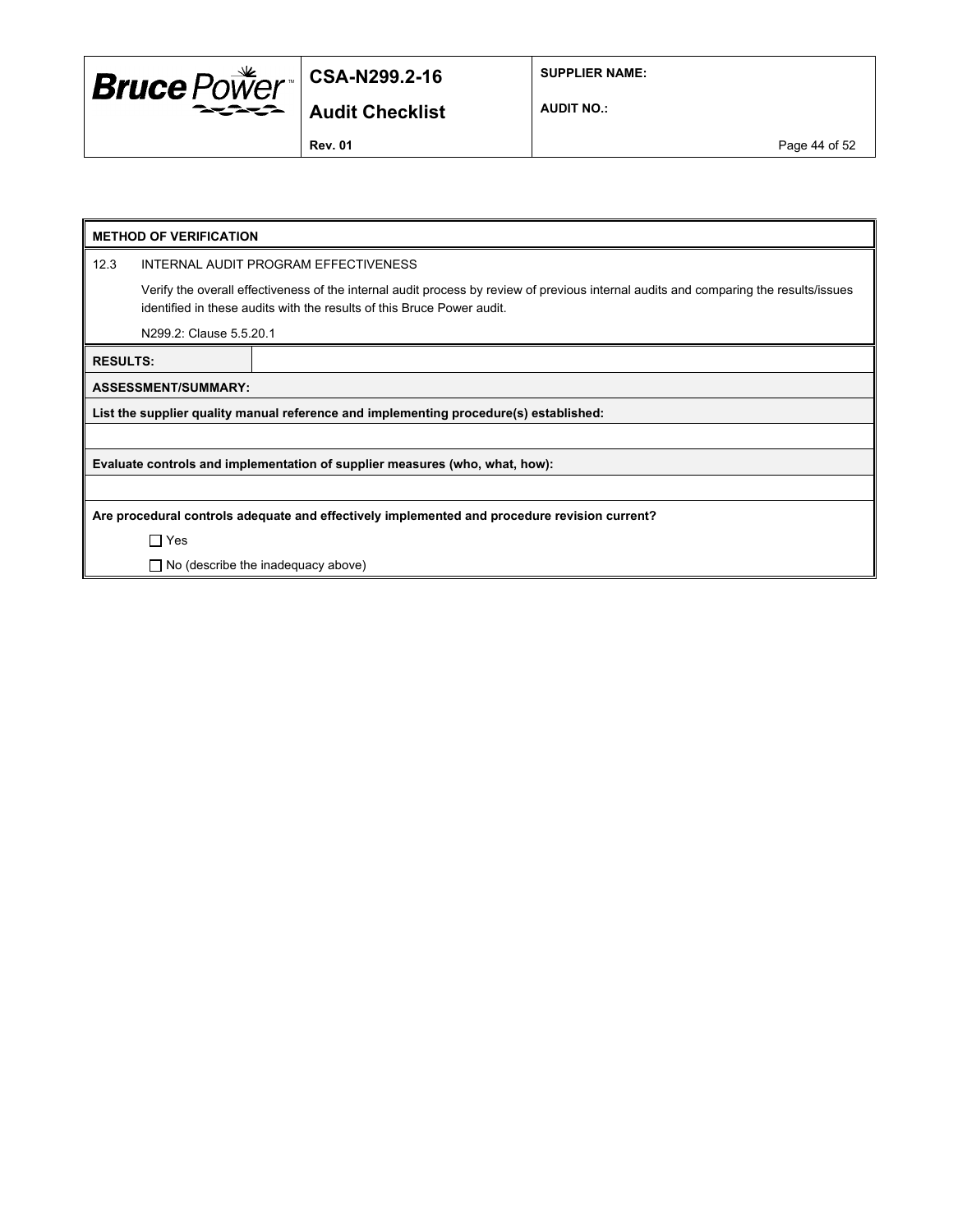**METHOD OF VERIFICATION**

12.3 INTERNAL AUDIT PROGRAM EFFECTIVENESS

Verify the overall effectiveness of the internal audit process by review of previous internal audits and comparing the results/issues identified in these audits with the results of this Bruce Power audit.

N299.2: Clause 5.5.20.1

| **RESULTS:** | |
|---|---|

**ASSESSMENT/SUMMARY:**

**List the supplier quality manual reference and implementing procedure(s) established:**

**Evaluate controls and implementation of supplier measures (who, what, how):**

**Are procedural controls adequate and effectively implemented and procedure revision current?**

☐ Yes

☐ No (describe the inadequacy above)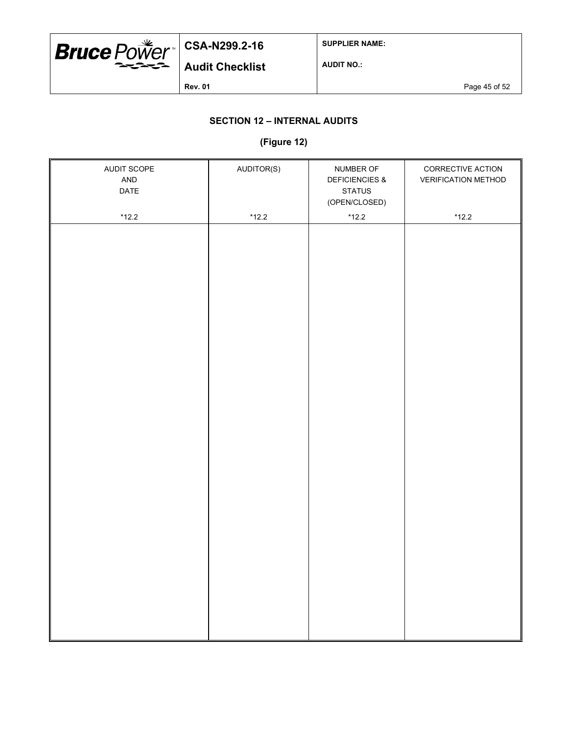## SECTION 12 – INTERNAL AUDITS

### (Figure 12)

| AUDIT SCOPE AND DATE *12.2 | AUDITOR(S) *12.2 | NUMBER OF DEFICIENCIES & STATUS (OPEN/CLOSED) *12.2 | CORRECTIVE ACTION VERIFICATION METHOD *12.2 |
|---|---|---|---|
| | | | |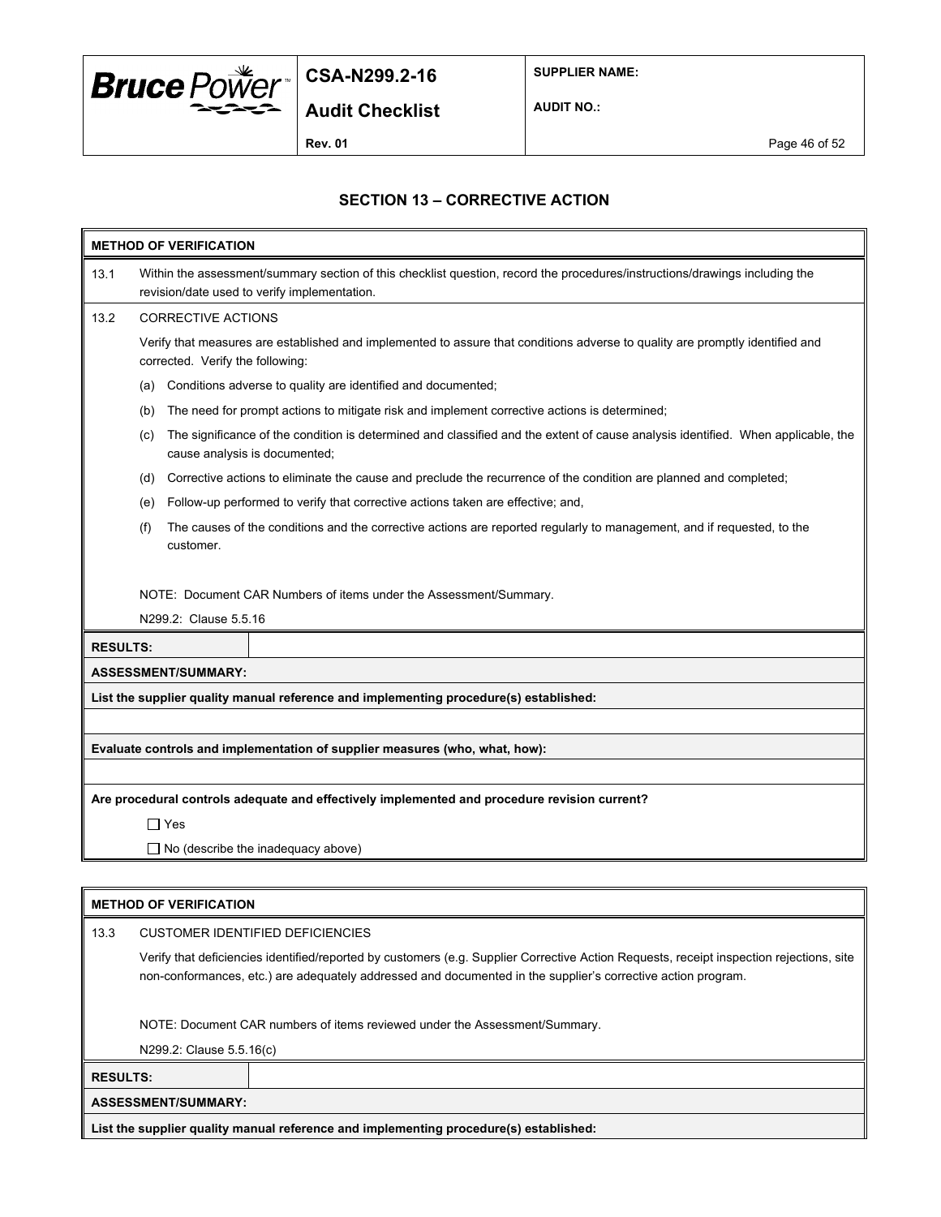## SECTION 13 – CORRECTIVE ACTION

**METHOD OF VERIFICATION**

13.1 Within the assessment/summary section of this checklist question, record the procedures/instructions/drawings including the revision/date used to verify implementation.

13.2 CORRECTIVE ACTIONS

Verify that measures are established and implemented to assure that conditions adverse to quality are promptly identified and corrected. Verify the following:

(a) Conditions adverse to quality are identified and documented;

(b) The need for prompt actions to mitigate risk and implement corrective actions is determined;

(c) The significance of the condition is determined and classified and the extent of cause analysis identified. When applicable, the cause analysis is documented;

(d) Corrective actions to eliminate the cause and preclude the recurrence of the condition are planned and completed;

(e) Follow-up performed to verify that corrective actions taken are effective; and,

(f) The causes of the conditions and the corrective actions are reported regularly to management, and if requested, to the customer.

NOTE: Document CAR Numbers of items under the Assessment/Summary.

N299.2: Clause 5.5.16

**RESULTS:**

**ASSESSMENT/SUMMARY:**

**List the supplier quality manual reference and implementing procedure(s) established:**

**Evaluate controls and implementation of supplier measures (who, what, how):**

**Are procedural controls adequate and effectively implemented and procedure revision current?**

☐ Yes

☐ No (describe the inadequacy above)

**METHOD OF VERIFICATION**

13.3 CUSTOMER IDENTIFIED DEFICIENCIES

Verify that deficiencies identified/reported by customers (e.g. Supplier Corrective Action Requests, receipt inspection rejections, site non-conformances, etc.) are adequately addressed and documented in the supplier's corrective action program.

NOTE: Document CAR numbers of items reviewed under the Assessment/Summary.

N299.2: Clause 5.5.16(c)

**RESULTS:**

**ASSESSMENT/SUMMARY:**

**List the supplier quality manual reference and implementing procedure(s) established:**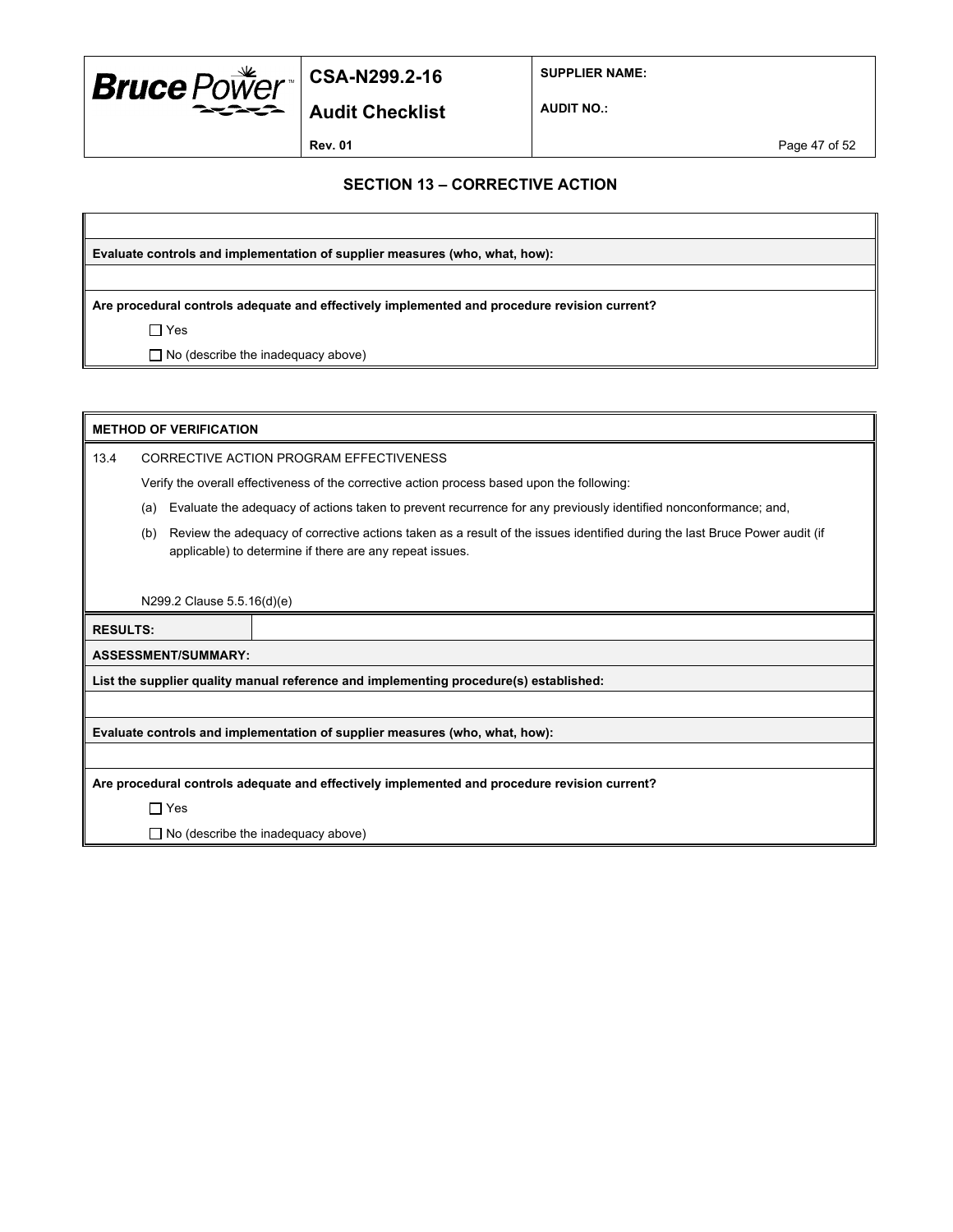## SECTION 13 – CORRECTIVE ACTION

**Evaluate controls and implementation of supplier measures (who, what, how):**

**Are procedural controls adequate and effectively implemented and procedure revision current?**

☐ Yes

☐ No (describe the inadequacy above)

**METHOD OF VERIFICATION**

13.4 CORRECTIVE ACTION PROGRAM EFFECTIVENESS

Verify the overall effectiveness of the corrective action process based upon the following:

(a) Evaluate the adequacy of actions taken to prevent recurrence for any previously identified nonconformance; and,

(b) Review the adequacy of corrective actions taken as a result of the issues identified during the last Bruce Power audit (if applicable) to determine if there are any repeat issues.

N299.2 Clause 5.5.16(d)(e)

**RESULTS:**

**ASSESSMENT/SUMMARY:**

**List the supplier quality manual reference and implementing procedure(s) established:**

**Evaluate controls and implementation of supplier measures (who, what, how):**

**Are procedural controls adequate and effectively implemented and procedure revision current?**

☐ Yes

☐ No (describe the inadequacy above)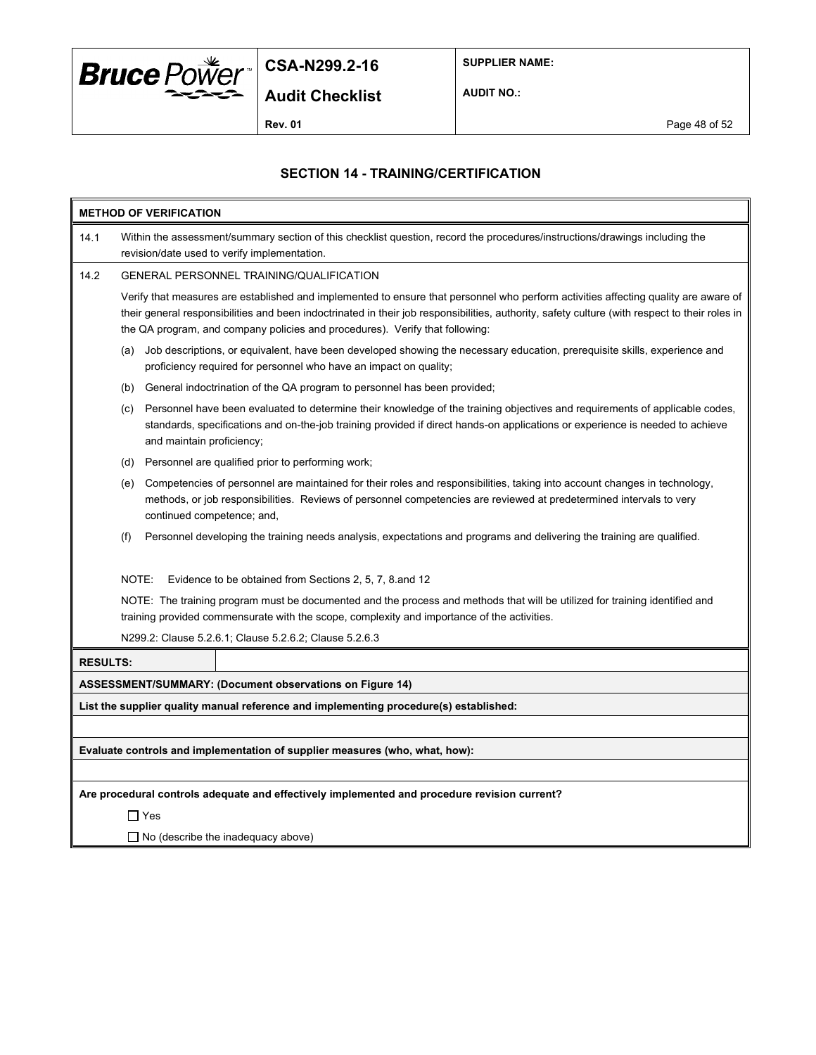## SECTION 14 - TRAINING/CERTIFICATION

**METHOD OF VERIFICATION**

14.1 Within the assessment/summary section of this checklist question, record the procedures/instructions/drawings including the revision/date used to verify implementation.

14.2 GENERAL PERSONNEL TRAINING/QUALIFICATION

Verify that measures are established and implemented to ensure that personnel who perform activities affecting quality are aware of their general responsibilities and been indoctrinated in their job responsibilities, authority, safety culture (with respect to their roles in the QA program, and company policies and procedures). Verify that following:

(a) Job descriptions, or equivalent, have been developed showing the necessary education, prerequisite skills, experience and proficiency required for personnel who have an impact on quality;

(b) General indoctrination of the QA program to personnel has been provided;

(c) Personnel have been evaluated to determine their knowledge of the training objectives and requirements of applicable codes, standards, specifications and on-the-job training provided if direct hands-on applications or experience is needed to achieve and maintain proficiency;

(d) Personnel are qualified prior to performing work;

(e) Competencies of personnel are maintained for their roles and responsibilities, taking into account changes in technology, methods, or job responsibilities. Reviews of personnel competencies are reviewed at predetermined intervals to very continued competence; and,

(f) Personnel developing the training needs analysis, expectations and programs and delivering the training are qualified.

NOTE: Evidence to be obtained from Sections 2, 5, 7, 8.and 12

NOTE: The training program must be documented and the process and methods that will be utilized for training identified and training provided commensurate with the scope, complexity and importance of the activities.

N299.2: Clause 5.2.6.1; Clause 5.2.6.2; Clause 5.2.6.3

| **RESULTS:** | |
|---|---|

**ASSESSMENT/SUMMARY: (Document observations on Figure 14)**

**List the supplier quality manual reference and implementing procedure(s) established:**

**Evaluate controls and implementation of supplier measures (who, what, how):**

**Are procedural controls adequate and effectively implemented and procedure revision current?**

☐ Yes

☐ No (describe the inadequacy above)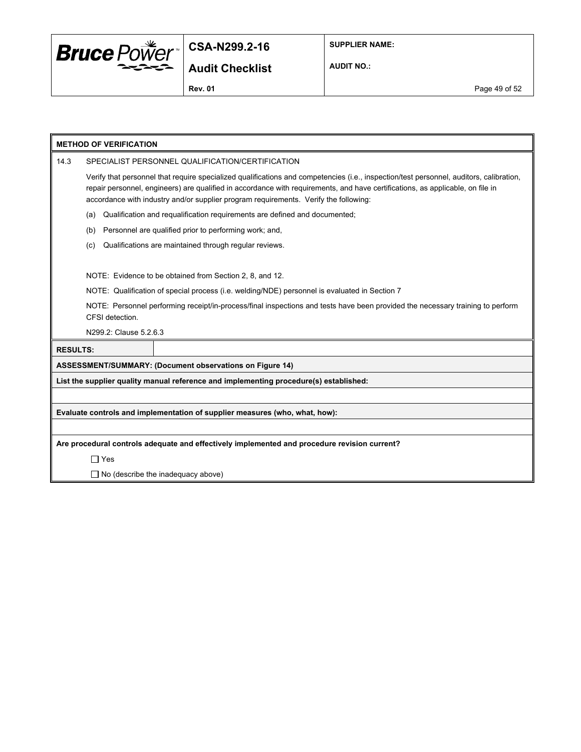**METHOD OF VERIFICATION**

14.3 SPECIALIST PERSONNEL QUALIFICATION/CERTIFICATION

Verify that personnel that require specialized qualifications and competencies (i.e., inspection/test personnel, auditors, calibration, repair personnel, engineers) are qualified in accordance with requirements, and have certifications, as applicable, on file in accordance with industry and/or supplier program requirements. Verify the following:

(a) Qualification and requalification requirements are defined and documented;

(b) Personnel are qualified prior to performing work; and,

(c) Qualifications are maintained through regular reviews.

NOTE: Evidence to be obtained from Section 2, 8, and 12.

NOTE: Qualification of special process (i.e. welding/NDE) personnel is evaluated in Section 7

NOTE: Personnel performing receipt/in-process/final inspections and tests have been provided the necessary training to perform CFSI detection.

N299.2: Clause 5.2.6.3

| **RESULTS:** | |
|---|---|

**ASSESSMENT/SUMMARY: (Document observations on Figure 14)**

**List the supplier quality manual reference and implementing procedure(s) established:**

**Evaluate controls and implementation of supplier measures (who, what, how):**

**Are procedural controls adequate and effectively implemented and procedure revision current?**

☐ Yes

☐ No (describe the inadequacy above)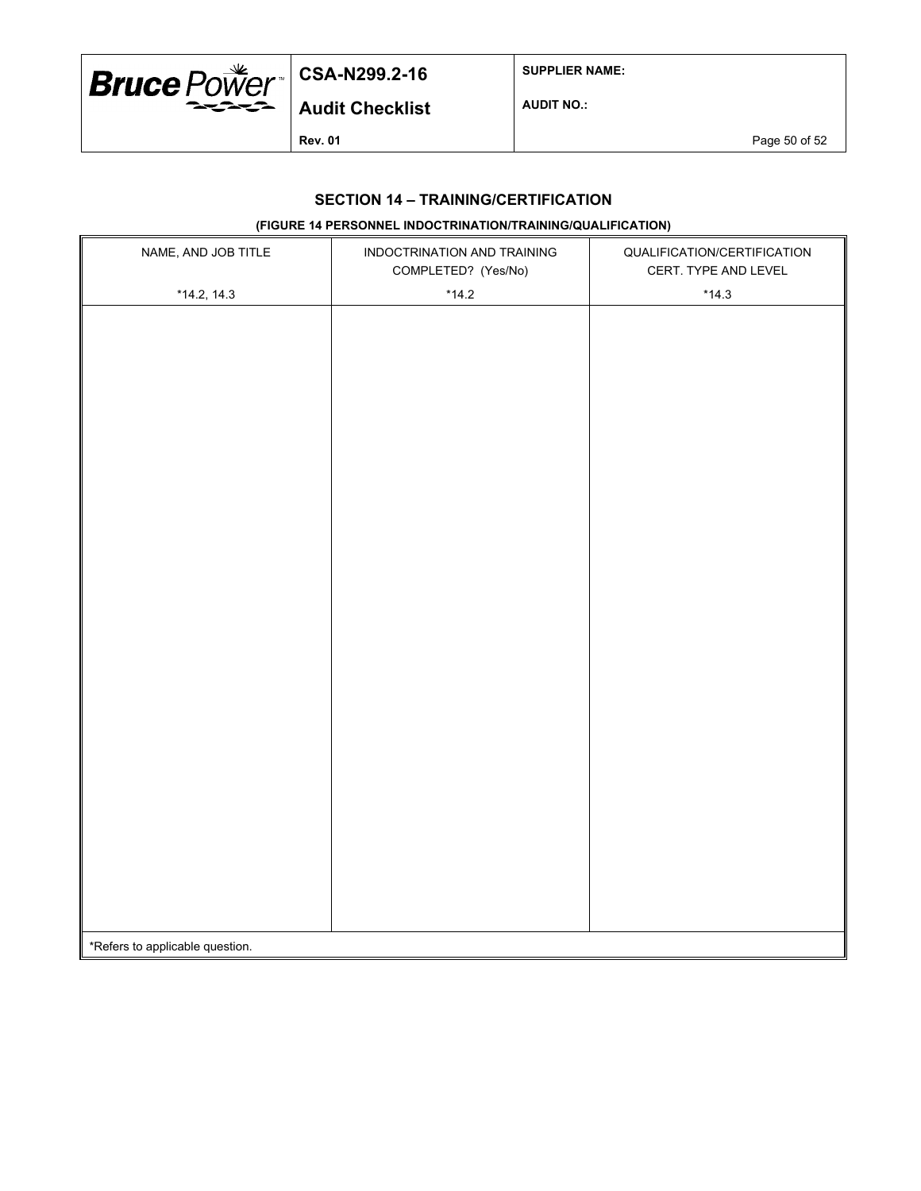## SECTION 14 – TRAINING/CERTIFICATION

**(FIGURE 14 PERSONNEL INDOCTRINATION/TRAINING/QUALIFICATION)**

| NAME, AND JOB TITLE<br><br>*14.2, 14.3 | INDOCTRINATION AND TRAINING COMPLETED? (Yes/No)<br><br>*14.2 | QUALIFICATION/CERTIFICATION CERT. TYPE AND LEVEL<br><br>*14.3 |
|---|---|---|
| | | |
| *Refers to applicable question. | | |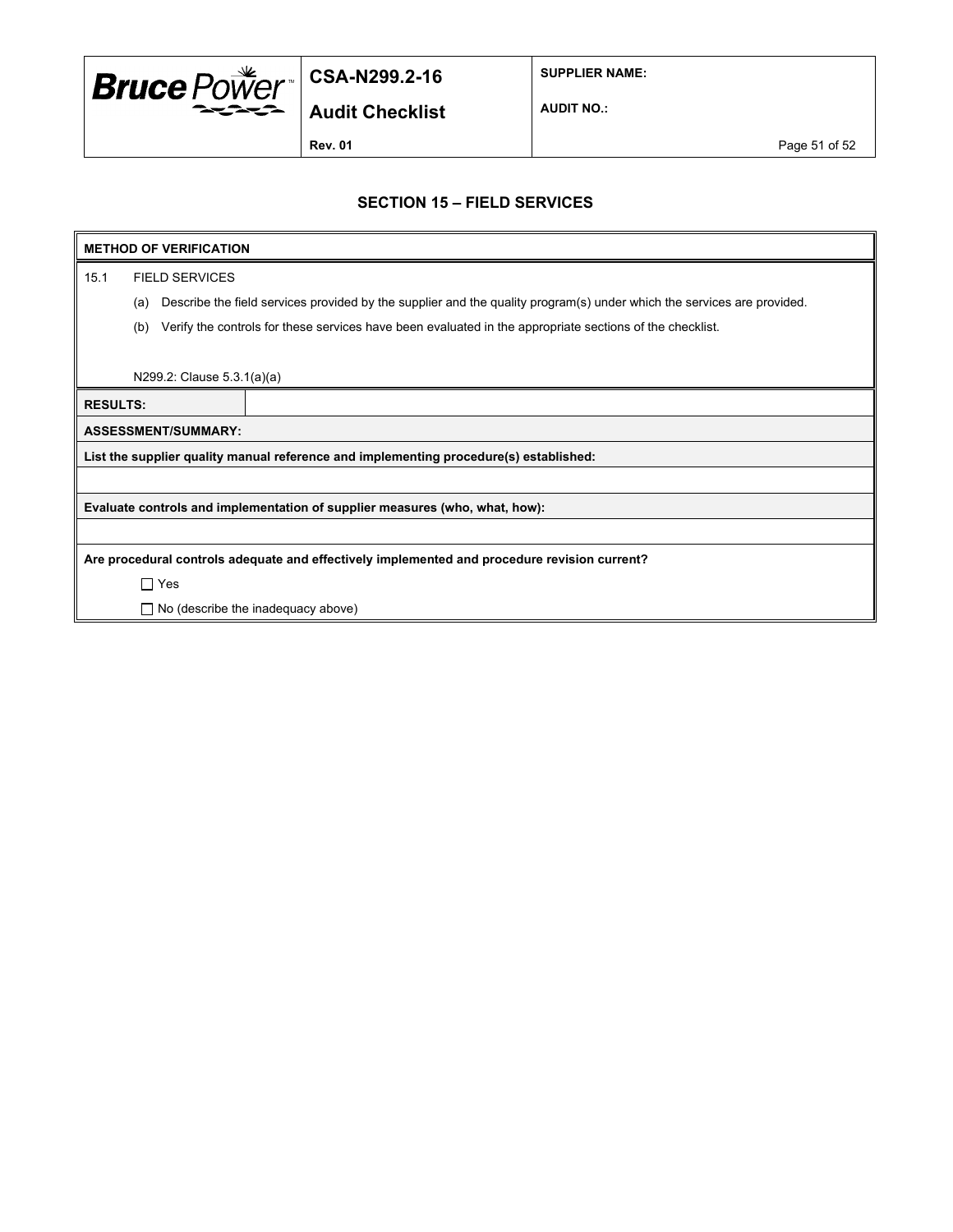## SECTION 15 – FIELD SERVICES

**METHOD OF VERIFICATION**

15.1 FIELD SERVICES

(a) Describe the field services provided by the supplier and the quality program(s) under which the services are provided.

(b) Verify the controls for these services have been evaluated in the appropriate sections of the checklist.

N299.2: Clause 5.3.1(a)(a)

| **RESULTS:** | |
|---|---|

**ASSESSMENT/SUMMARY:**

**List the supplier quality manual reference and implementing procedure(s) established:**

**Evaluate controls and implementation of supplier measures (who, what, how):**

**Are procedural controls adequate and effectively implemented and procedure revision current?**

☐ Yes

☐ No (describe the inadequacy above)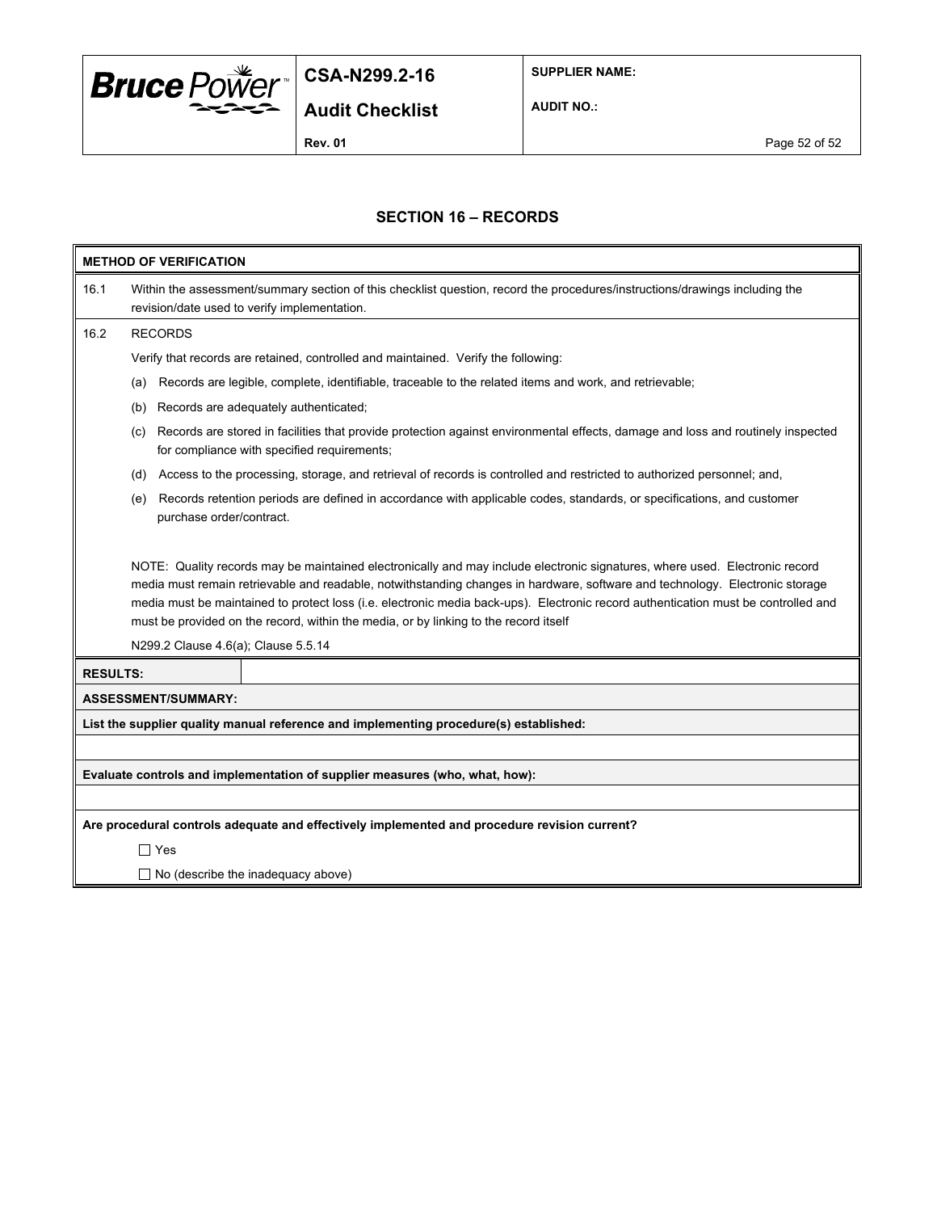## SECTION 16 – RECORDS

**METHOD OF VERIFICATION**

16.1 Within the assessment/summary section of this checklist question, record the procedures/instructions/drawings including the revision/date used to verify implementation.

16.2 RECORDS

Verify that records are retained, controlled and maintained. Verify the following:

(a) Records are legible, complete, identifiable, traceable to the related items and work, and retrievable;

(b) Records are adequately authenticated;

(c) Records are stored in facilities that provide protection against environmental effects, damage and loss and routinely inspected for compliance with specified requirements;

(d) Access to the processing, storage, and retrieval of records is controlled and restricted to authorized personnel; and,

(e) Records retention periods are defined in accordance with applicable codes, standards, or specifications, and customer purchase order/contract.

NOTE: Quality records may be maintained electronically and may include electronic signatures, where used. Electronic record media must remain retrievable and readable, notwithstanding changes in hardware, software and technology. Electronic storage media must be maintained to protect loss (i.e. electronic media back-ups). Electronic record authentication must be controlled and must be provided on the record, within the media, or by linking to the record itself

N299.2 Clause 4.6(a); Clause 5.5.14

| | |
|---|---|
| **RESULTS:** | |

**ASSESSMENT/SUMMARY:**

**List the supplier quality manual reference and implementing procedure(s) established:**

**Evaluate controls and implementation of supplier measures (who, what, how):**

**Are procedural controls adequate and effectively implemented and procedure revision current?**

☐ Yes

☐ No (describe the inadequacy above)